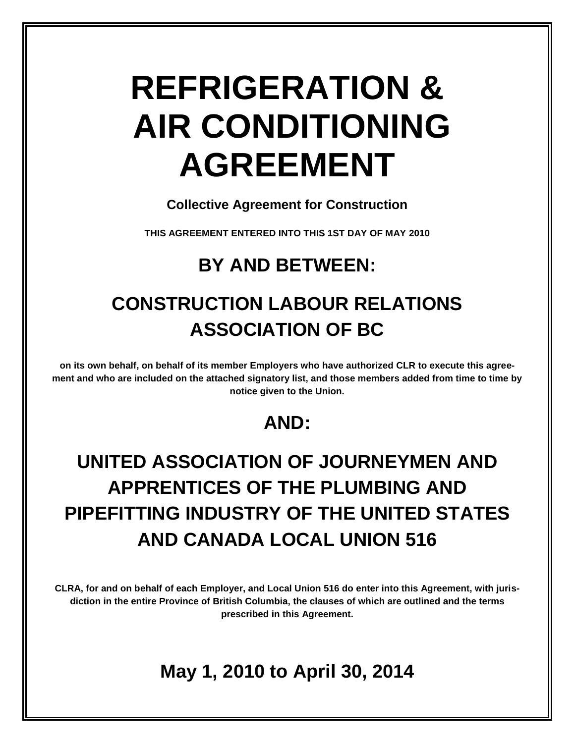# REFRIGERATION & AIR CONDITIONING AGREEMENT

**Collective Agreement for Construction**

**THIS AGREEMENT ENTERED INTO THIS 1ST DAY OF MAY 2010**

## BY AND BETWEEN:

## CONSTRUCTION LABOUR RELATIONS ASSOCIATION OF BC

**on its own behalf, on behalf of its member Employers who have authorized CLR to execute this agreement and who are included on the attached signatory list, and those members added from time to time by notice given to the Union.**

## AND:

## UNITED ASSOCIATION OF JOURNEYMEN AND APPRENTICES OF THE PLUMBING AND PIPEFITTING INDUSTRY OF THE UNITED STATES AND CANADA LOCAL UNION 516

**CLRA, for and on behalf of each Employer, and Local Union 516 do enter into this Agreement, with jurisdiction in the entire Province of British Columbia, the clauses of which are outlined and the terms prescribed in this Agreement.**

## May 1, 2010 to April 30, 2014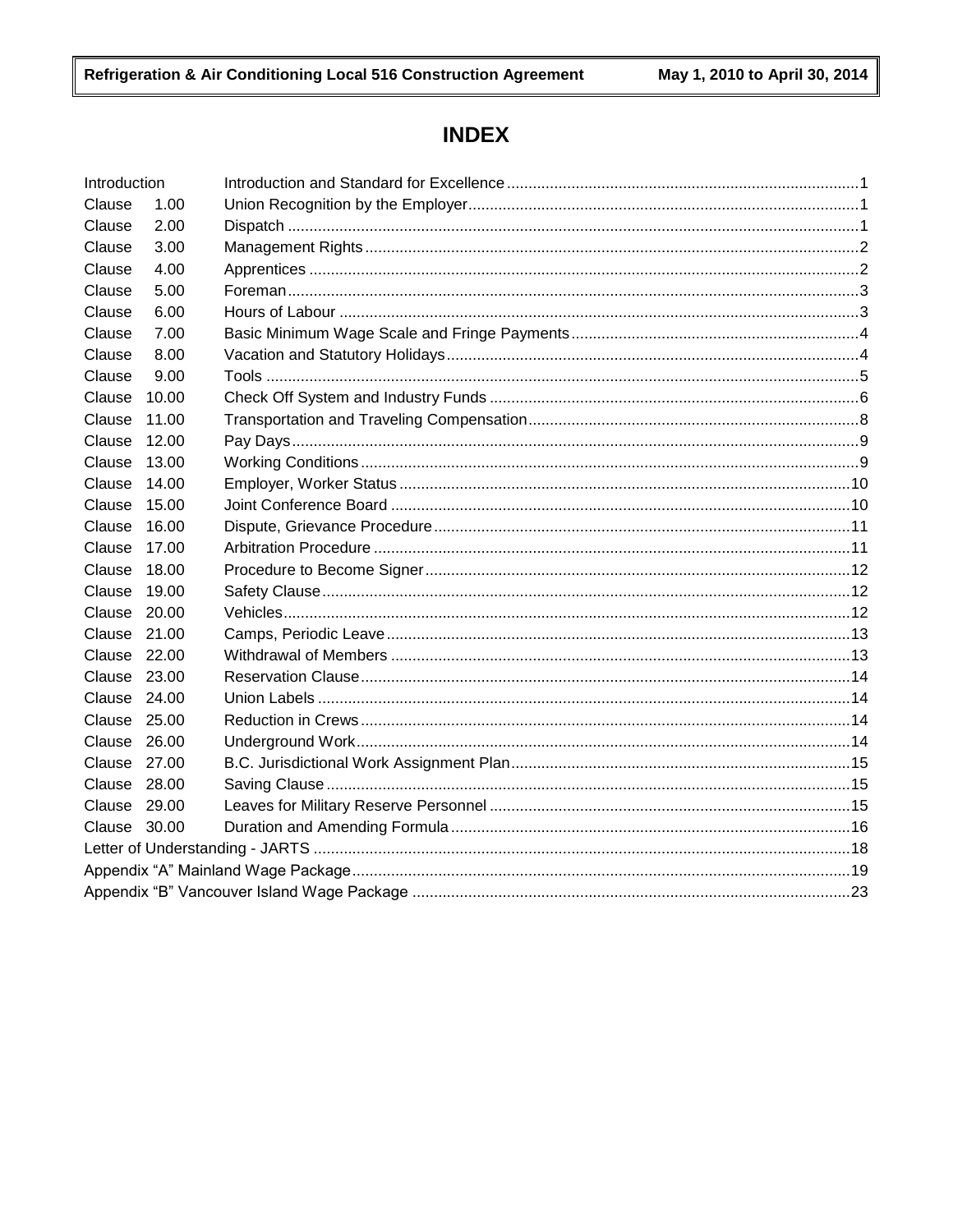# INDEX

| | | |
|---|---|---|
| Introduction | Introduction and Standard for Excellence | 1 |
| Clause 1.00 | Union Recognition by the Employer | 1 |
| Clause 2.00 | Dispatch | 1 |
| Clause 3.00 | Management Rights | 2 |
| Clause 4.00 | Apprentices | 2 |
| Clause 5.00 | Foreman | 3 |
| Clause 6.00 | Hours of Labour | 3 |
| Clause 7.00 | Basic Minimum Wage Scale and Fringe Payments | 4 |
| Clause 8.00 | Vacation and Statutory Holidays | 4 |
| Clause 9.00 | Tools | 5 |
| Clause 10.00 | Check Off System and Industry Funds | 6 |
| Clause 11.00 | Transportation and Traveling Compensation | 8 |
| Clause 12.00 | Pay Days | 9 |
| Clause 13.00 | Working Conditions | 9 |
| Clause 14.00 | Employer, Worker Status | 10 |
| Clause 15.00 | Joint Conference Board | 10 |
| Clause 16.00 | Dispute, Grievance Procedure | 11 |
| Clause 17.00 | Arbitration Procedure | 11 |
| Clause 18.00 | Procedure to Become Signer | 12 |
| Clause 19.00 | Safety Clause | 12 |
| Clause 20.00 | Vehicles | 12 |
| Clause 21.00 | Camps, Periodic Leave | 13 |
| Clause 22.00 | Withdrawal of Members | 13 |
| Clause 23.00 | Reservation Clause | 14 |
| Clause 24.00 | Union Labels | 14 |
| Clause 25.00 | Reduction in Crews | 14 |
| Clause 26.00 | Underground Work | 14 |
| Clause 27.00 | B.C. Jurisdictional Work Assignment Plan | 15 |
| Clause 28.00 | Saving Clause | 15 |
| Clause 29.00 | Leaves for Military Reserve Personnel | 15 |
| Clause 30.00 | Duration and Amending Formula | 16 |
| Letter of Understanding - JARTS | | 18 |
| Appendix "A" Mainland Wage Package | | 19 |
| Appendix "B" Vancouver Island Wage Package | | 23 |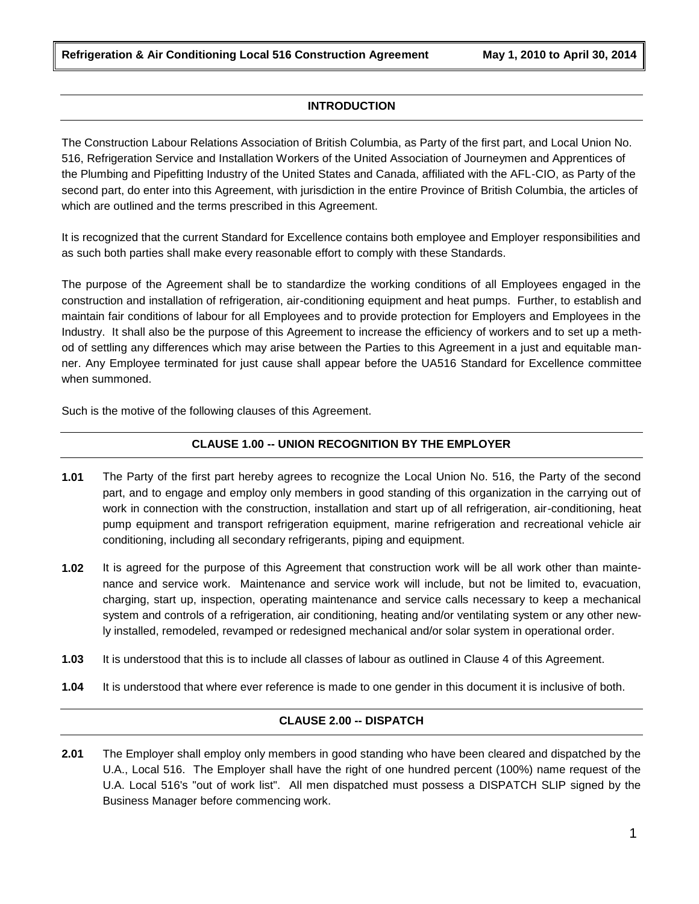## INTRODUCTION

The Construction Labour Relations Association of British Columbia, as Party of the first part, and Local Union No. 516, Refrigeration Service and Installation Workers of the United Association of Journeymen and Apprentices of the Plumbing and Pipefitting Industry of the United States and Canada, affiliated with the AFL-CIO, as Party of the second part, do enter into this Agreement, with jurisdiction in the entire Province of British Columbia, the articles of which are outlined and the terms prescribed in this Agreement.

It is recognized that the current Standard for Excellence contains both employee and Employer responsibilities and as such both parties shall make every reasonable effort to comply with these Standards.

The purpose of the Agreement shall be to standardize the working conditions of all Employees engaged in the construction and installation of refrigeration, air-conditioning equipment and heat pumps. Further, to establish and maintain fair conditions of labour for all Employees and to provide protection for Employers and Employees in the Industry. It shall also be the purpose of this Agreement to increase the efficiency of workers and to set up a method of settling any differences which may arise between the Parties to this Agreement in a just and equitable manner. Any Employee terminated for just cause shall appear before the UA516 Standard for Excellence committee when summoned.

Such is the motive of the following clauses of this Agreement.

## CLAUSE 1.00 -- UNION RECOGNITION BY THE EMPLOYER

**1.01** The Party of the first part hereby agrees to recognize the Local Union No. 516, the Party of the second part, and to engage and employ only members in good standing of this organization in the carrying out of work in connection with the construction, installation and start up of all refrigeration, air-conditioning, heat pump equipment and transport refrigeration equipment, marine refrigeration and recreational vehicle air conditioning, including all secondary refrigerants, piping and equipment.

**1.02** It is agreed for the purpose of this Agreement that construction work will be all work other than maintenance and service work. Maintenance and service work will include, but not be limited to, evacuation, charging, start up, inspection, operating maintenance and service calls necessary to keep a mechanical system and controls of a refrigeration, air conditioning, heating and/or ventilating system or any other newly installed, remodeled, revamped or redesigned mechanical and/or solar system in operational order.

**1.03** It is understood that this is to include all classes of labour as outlined in Clause 4 of this Agreement.

**1.04** It is understood that where ever reference is made to one gender in this document it is inclusive of both.

## CLAUSE 2.00 -- DISPATCH

**2.01** The Employer shall employ only members in good standing who have been cleared and dispatched by the U.A., Local 516. The Employer shall have the right of one hundred percent (100%) name request of the U.A. Local 516's "out of work list". All men dispatched must possess a DISPATCH SLIP signed by the Business Manager before commencing work.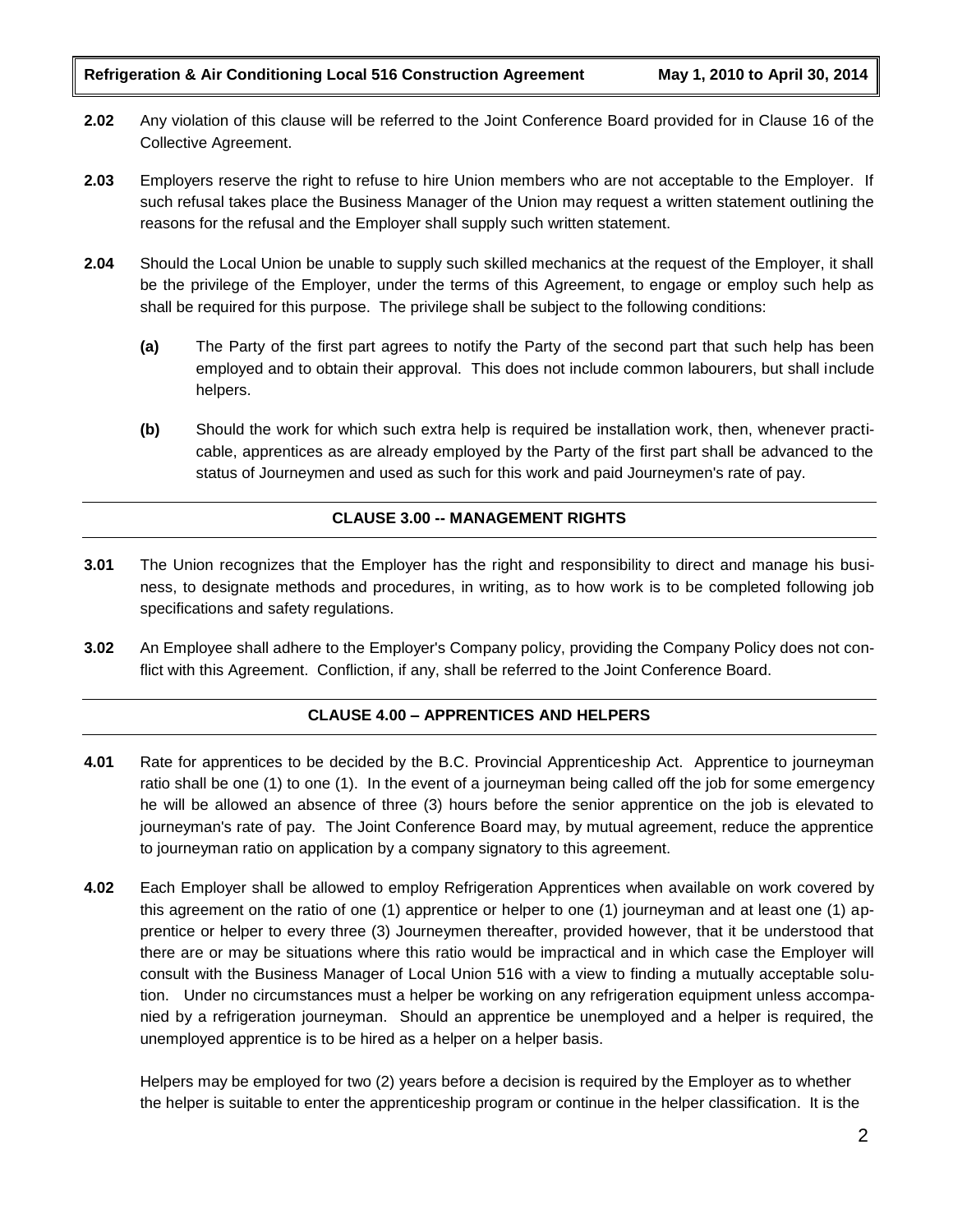**2.02** Any violation of this clause will be referred to the Joint Conference Board provided for in Clause 16 of the Collective Agreement.

**2.03** Employers reserve the right to refuse to hire Union members who are not acceptable to the Employer. If such refusal takes place the Business Manager of the Union may request a written statement outlining the reasons for the refusal and the Employer shall supply such written statement.

**2.04** Should the Local Union be unable to supply such skilled mechanics at the request of the Employer, it shall be the privilege of the Employer, under the terms of this Agreement, to engage or employ such help as shall be required for this purpose. The privilege shall be subject to the following conditions:

**(a)** The Party of the first part agrees to notify the Party of the second part that such help has been employed and to obtain their approval. This does not include common labourers, but shall include helpers.

**(b)** Should the work for which such extra help is required be installation work, then, whenever practicable, apprentices as are already employed by the Party of the first part shall be advanced to the status of Journeymen and used as such for this work and paid Journeymen's rate of pay.

## CLAUSE 3.00 -- MANAGEMENT RIGHTS

**3.01** The Union recognizes that the Employer has the right and responsibility to direct and manage his business, to designate methods and procedures, in writing, as to how work is to be completed following job specifications and safety regulations.

**3.02** An Employee shall adhere to the Employer's Company policy, providing the Company Policy does not conflict with this Agreement. Confliction, if any, shall be referred to the Joint Conference Board.

## CLAUSE 4.00 – APPRENTICES AND HELPERS

**4.01** Rate for apprentices to be decided by the B.C. Provincial Apprenticeship Act. Apprentice to journeyman ratio shall be one (1) to one (1). In the event of a journeyman being called off the job for some emergency he will be allowed an absence of three (3) hours before the senior apprentice on the job is elevated to journeyman's rate of pay. The Joint Conference Board may, by mutual agreement, reduce the apprentice to journeyman ratio on application by a company signatory to this agreement.

**4.02** Each Employer shall be allowed to employ Refrigeration Apprentices when available on work covered by this agreement on the ratio of one (1) apprentice or helper to one (1) journeyman and at least one (1) apprentice or helper to every three (3) Journeymen thereafter, provided however, that it be understood that there are or may be situations where this ratio would be impractical and in which case the Employer will consult with the Business Manager of Local Union 516 with a view to finding a mutually acceptable solution. Under no circumstances must a helper be working on any refrigeration equipment unless accompanied by a refrigeration journeyman. Should an apprentice be unemployed and a helper is required, the unemployed apprentice is to be hired as a helper on a helper basis.

Helpers may be employed for two (2) years before a decision is required by the Employer as to whether the helper is suitable to enter the apprenticeship program or continue in the helper classification. It is the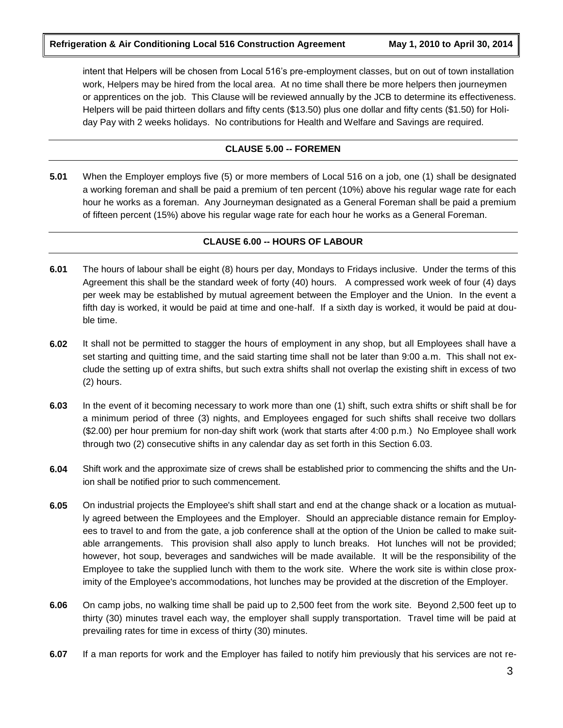intent that Helpers will be chosen from Local 516's pre-employment classes, but on out of town installation work, Helpers may be hired from the local area. At no time shall there be more helpers then journeymen or apprentices on the job. This Clause will be reviewed annually by the JCB to determine its effectiveness. Helpers will be paid thirteen dollars and fifty cents ($13.50) plus one dollar and fifty cents ($1.50) for Holiday Pay with 2 weeks holidays. No contributions for Health and Welfare and Savings are required.

## CLAUSE 5.00 -- FOREMEN

**5.01** When the Employer employs five (5) or more members of Local 516 on a job, one (1) shall be designated a working foreman and shall be paid a premium of ten percent (10%) above his regular wage rate for each hour he works as a foreman. Any Journeyman designated as a General Foreman shall be paid a premium of fifteen percent (15%) above his regular wage rate for each hour he works as a General Foreman.

## CLAUSE 6.00 -- HOURS OF LABOUR

**6.01** The hours of labour shall be eight (8) hours per day, Mondays to Fridays inclusive. Under the terms of this Agreement this shall be the standard week of forty (40) hours. A compressed work week of four (4) days per week may be established by mutual agreement between the Employer and the Union. In the event a fifth day is worked, it would be paid at time and one-half. If a sixth day is worked, it would be paid at double time.

**6.02** It shall not be permitted to stagger the hours of employment in any shop, but all Employees shall have a set starting and quitting time, and the said starting time shall not be later than 9:00 a.m. This shall not exclude the setting up of extra shifts, but such extra shifts shall not overlap the existing shift in excess of two (2) hours.

**6.03** In the event of it becoming necessary to work more than one (1) shift, such extra shifts or shift shall be for a minimum period of three (3) nights, and Employees engaged for such shifts shall receive two dollars ($2.00) per hour premium for non-day shift work (work that starts after 4:00 p.m.) No Employee shall work through two (2) consecutive shifts in any calendar day as set forth in this Section 6.03.

**6.04** Shift work and the approximate size of crews shall be established prior to commencing the shifts and the Union shall be notified prior to such commencement.

**6.05** On industrial projects the Employee's shift shall start and end at the change shack or a location as mutually agreed between the Employees and the Employer. Should an appreciable distance remain for Employees to travel to and from the gate, a job conference shall at the option of the Union be called to make suitable arrangements. This provision shall also apply to lunch breaks. Hot lunches will not be provided; however, hot soup, beverages and sandwiches will be made available. It will be the responsibility of the Employee to take the supplied lunch with them to the work site. Where the work site is within close proximity of the Employee's accommodations, hot lunches may be provided at the discretion of the Employer.

**6.06** On camp jobs, no walking time shall be paid up to 2,500 feet from the work site. Beyond 2,500 feet up to thirty (30) minutes travel each way, the employer shall supply transportation. Travel time will be paid at prevailing rates for time in excess of thirty (30) minutes.

**6.07** If a man reports for work and the Employer has failed to notify him previously that his services are not re-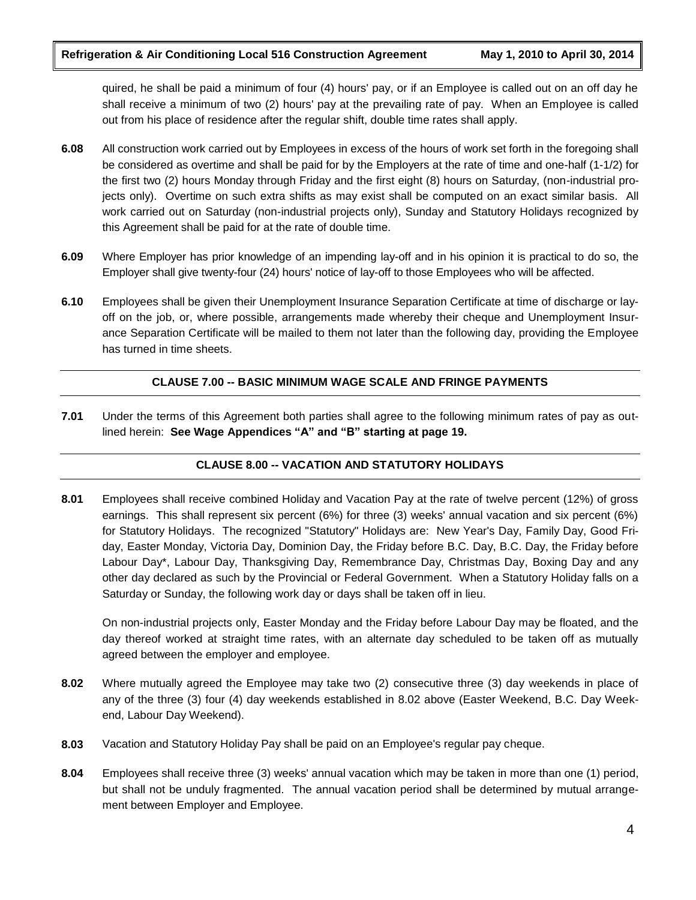quired, he shall be paid a minimum of four (4) hours' pay, or if an Employee is called out on an off day he shall receive a minimum of two (2) hours' pay at the prevailing rate of pay. When an Employee is called out from his place of residence after the regular shift, double time rates shall apply.

**6.08** All construction work carried out by Employees in excess of the hours of work set forth in the foregoing shall be considered as overtime and shall be paid for by the Employers at the rate of time and one-half (1-1/2) for the first two (2) hours Monday through Friday and the first eight (8) hours on Saturday, (non-industrial projects only). Overtime on such extra shifts as may exist shall be computed on an exact similar basis. All work carried out on Saturday (non-industrial projects only), Sunday and Statutory Holidays recognized by this Agreement shall be paid for at the rate of double time.

**6.09** Where Employer has prior knowledge of an impending lay-off and in his opinion it is practical to do so, the Employer shall give twenty-four (24) hours' notice of lay-off to those Employees who will be affected.

**6.10** Employees shall be given their Unemployment Insurance Separation Certificate at time of discharge or lay-off on the job, or, where possible, arrangements made whereby their cheque and Unemployment Insurance Separation Certificate will be mailed to them not later than the following day, providing the Employee has turned in time sheets.

## CLAUSE 7.00 -- BASIC MINIMUM WAGE SCALE AND FRINGE PAYMENTS

**7.01** Under the terms of this Agreement both parties shall agree to the following minimum rates of pay as outlined herein: **See Wage Appendices "A" and "B" starting at page 19.**

## CLAUSE 8.00 -- VACATION AND STATUTORY HOLIDAYS

**8.01** Employees shall receive combined Holiday and Vacation Pay at the rate of twelve percent (12%) of gross earnings. This shall represent six percent (6%) for three (3) weeks' annual vacation and six percent (6%) for Statutory Holidays. The recognized "Statutory" Holidays are: New Year's Day, Family Day, Good Friday, Easter Monday, Victoria Day, Dominion Day, the Friday before B.C. Day, B.C. Day, the Friday before Labour Day*, Labour Day, Thanksgiving Day, Remembrance Day, Christmas Day, Boxing Day and any other day declared as such by the Provincial or Federal Government. When a Statutory Holiday falls on a Saturday or Sunday, the following work day or days shall be taken off in lieu.

On non-industrial projects only, Easter Monday and the Friday before Labour Day may be floated, and the day thereof worked at straight time rates, with an alternate day scheduled to be taken off as mutually agreed between the employer and employee.

**8.02** Where mutually agreed the Employee may take two (2) consecutive three (3) day weekends in place of any of the three (3) four (4) day weekends established in 8.02 above (Easter Weekend, B.C. Day Weekend, Labour Day Weekend).

**8.03** Vacation and Statutory Holiday Pay shall be paid on an Employee's regular pay cheque.

**8.04** Employees shall receive three (3) weeks' annual vacation which may be taken in more than one (1) period, but shall not be unduly fragmented. The annual vacation period shall be determined by mutual arrangement between Employer and Employee.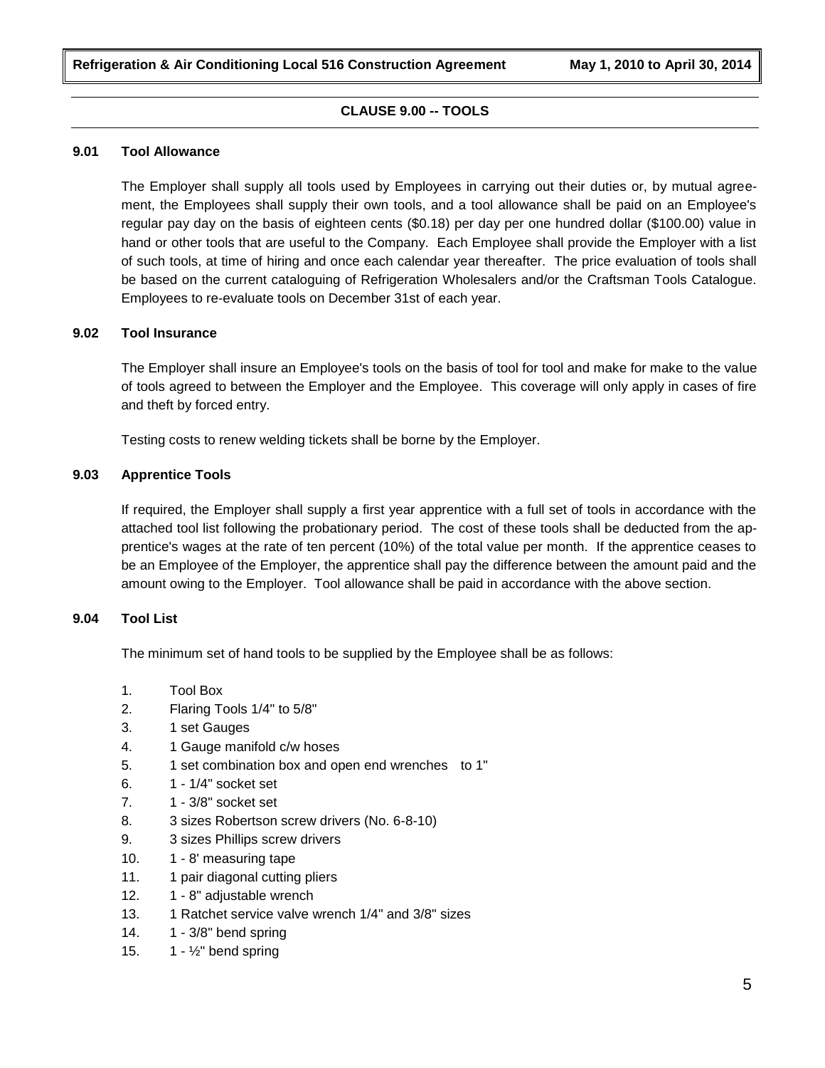## CLAUSE 9.00 -- TOOLS

### 9.01 Tool Allowance

The Employer shall supply all tools used by Employees in carrying out their duties or, by mutual agreement, the Employees shall supply their own tools, and a tool allowance shall be paid on an Employee's regular pay day on the basis of eighteen cents ($0.18) per day per one hundred dollar ($100.00) value in hand or other tools that are useful to the Company. Each Employee shall provide the Employer with a list of such tools, at time of hiring and once each calendar year thereafter. The price evaluation of tools shall be based on the current cataloguing of Refrigeration Wholesalers and/or the Craftsman Tools Catalogue. Employees to re-evaluate tools on December 31st of each year.

### 9.02 Tool Insurance

The Employer shall insure an Employee's tools on the basis of tool for tool and make for make to the value of tools agreed to between the Employer and the Employee. This coverage will only apply in cases of fire and theft by forced entry.

Testing costs to renew welding tickets shall be borne by the Employer.

### 9.03 Apprentice Tools

If required, the Employer shall supply a first year apprentice with a full set of tools in accordance with the attached tool list following the probationary period. The cost of these tools shall be deducted from the apprentice's wages at the rate of ten percent (10%) of the total value per month. If the apprentice ceases to be an Employee of the Employer, the apprentice shall pay the difference between the amount paid and the amount owing to the Employer. Tool allowance shall be paid in accordance with the above section.

### 9.04 Tool List

The minimum set of hand tools to be supplied by the Employee shall be as follows:

1. Tool Box
2. Flaring Tools 1/4" to 5/8"
3. 1 set Gauges
4. 1 Gauge manifold c/w hoses
5. 1 set combination box and open end wrenches to 1"
6. 1 - 1/4" socket set
7. 1 - 3/8" socket set
8. 3 sizes Robertson screw drivers (No. 6-8-10)
9. 3 sizes Phillips screw drivers
10. 1 - 8' measuring tape
11. 1 pair diagonal cutting pliers
12. 1 - 8" adjustable wrench
13. 1 Ratchet service valve wrench 1/4" and 3/8" sizes
14. 1 - 3/8" bend spring
15. 1 - ½" bend spring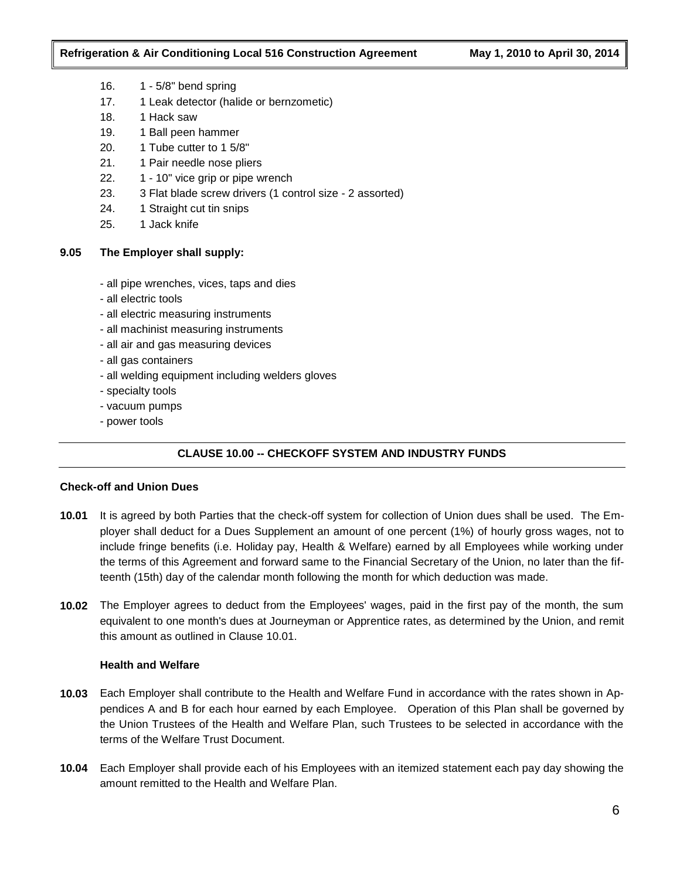16. 1 - 5/8" bend spring
17. 1 Leak detector (halide or bernzometic)
18. 1 Hack saw
19. 1 Ball peen hammer
20. 1 Tube cutter to 1 5/8"
21. 1 Pair needle nose pliers
22. 1 - 10" vice grip or pipe wrench
23. 3 Flat blade screw drivers (1 control size - 2 assorted)
24. 1 Straight cut tin snips
25. 1 Jack knife

**9.05 The Employer shall supply:**

- all pipe wrenches, vices, taps and dies
- all electric tools
- all electric measuring instruments
- all machinist measuring instruments
- all air and gas measuring devices
- all gas containers
- all welding equipment including welders gloves
- specialty tools
- vacuum pumps
- power tools

## CLAUSE 10.00 -- CHECKOFF SYSTEM AND INDUSTRY FUNDS

### Check-off and Union Dues

**10.01** It is agreed by both Parties that the check-off system for collection of Union dues shall be used. The Employer shall deduct for a Dues Supplement an amount of one percent (1%) of hourly gross wages, not to include fringe benefits (i.e. Holiday pay, Health & Welfare) earned by all Employees while working under the terms of this Agreement and forward same to the Financial Secretary of the Union, no later than the fifteenth (15th) day of the calendar month following the month for which deduction was made.

**10.02** The Employer agrees to deduct from the Employees' wages, paid in the first pay of the month, the sum equivalent to one month's dues at Journeyman or Apprentice rates, as determined by the Union, and remit this amount as outlined in Clause 10.01.

### Health and Welfare

**10.03** Each Employer shall contribute to the Health and Welfare Fund in accordance with the rates shown in Appendices A and B for each hour earned by each Employee. Operation of this Plan shall be governed by the Union Trustees of the Health and Welfare Plan, such Trustees to be selected in accordance with the terms of the Welfare Trust Document.

**10.04** Each Employer shall provide each of his Employees with an itemized statement each pay day showing the amount remitted to the Health and Welfare Plan.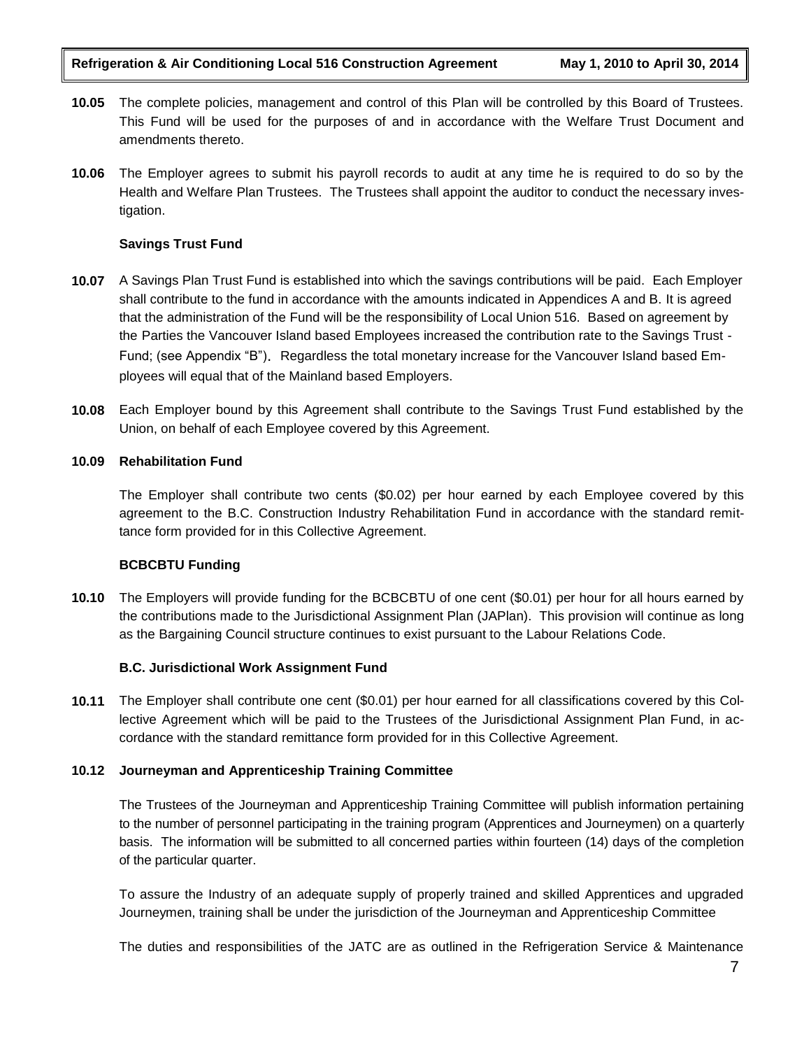**10.05** The complete policies, management and control of this Plan will be controlled by this Board of Trustees. This Fund will be used for the purposes of and in accordance with the Welfare Trust Document and amendments thereto.

**10.06** The Employer agrees to submit his payroll records to audit at any time he is required to do so by the Health and Welfare Plan Trustees. The Trustees shall appoint the auditor to conduct the necessary investigation.

**Savings Trust Fund**

**10.07** A Savings Plan Trust Fund is established into which the savings contributions will be paid. Each Employer shall contribute to the fund in accordance with the amounts indicated in Appendices A and B. It is agreed that the administration of the Fund will be the responsibility of Local Union 516. Based on agreement by the Parties the Vancouver Island based Employees increased the contribution rate to the Savings Trust - Fund; (see Appendix "B"). Regardless the total monetary increase for the Vancouver Island based Employees will equal that of the Mainland based Employers.

**10.08** Each Employer bound by this Agreement shall contribute to the Savings Trust Fund established by the Union, on behalf of each Employee covered by this Agreement.

**10.09 Rehabilitation Fund**

The Employer shall contribute two cents ($0.02) per hour earned by each Employee covered by this agreement to the B.C. Construction Industry Rehabilitation Fund in accordance with the standard remittance form provided for in this Collective Agreement.

**BCBCBTU Funding**

**10.10** The Employers will provide funding for the BCBCBTU of one cent ($0.01) per hour for all hours earned by the contributions made to the Jurisdictional Assignment Plan (JAPlan). This provision will continue as long as the Bargaining Council structure continues to exist pursuant to the Labour Relations Code.

**B.C. Jurisdictional Work Assignment Fund**

**10.11** The Employer shall contribute one cent ($0.01) per hour earned for all classifications covered by this Collective Agreement which will be paid to the Trustees of the Jurisdictional Assignment Plan Fund, in accordance with the standard remittance form provided for in this Collective Agreement.

**10.12 Journeyman and Apprenticeship Training Committee**

The Trustees of the Journeyman and Apprenticeship Training Committee will publish information pertaining to the number of personnel participating in the training program (Apprentices and Journeymen) on a quarterly basis. The information will be submitted to all concerned parties within fourteen (14) days of the completion of the particular quarter.

To assure the Industry of an adequate supply of properly trained and skilled Apprentices and upgraded Journeymen, training shall be under the jurisdiction of the Journeyman and Apprenticeship Committee

The duties and responsibilities of the JATC are as outlined in the Refrigeration Service & Maintenance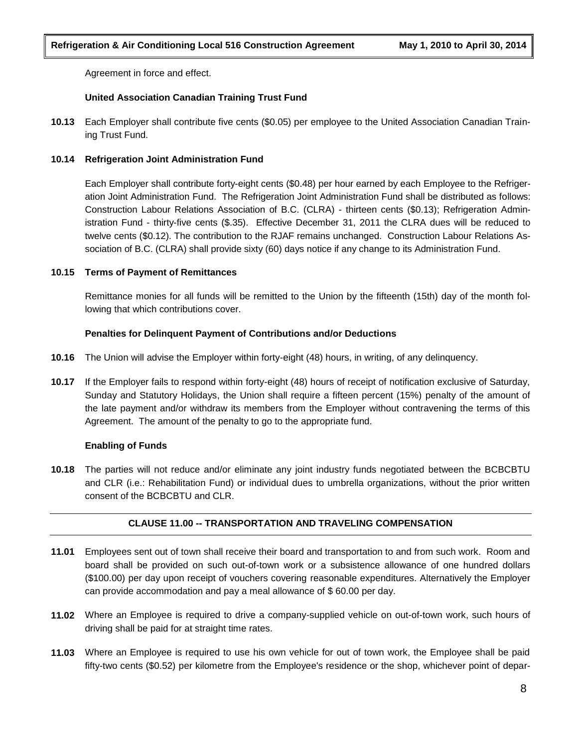Agreement in force and effect.

**United Association Canadian Training Trust Fund**

**10.13** Each Employer shall contribute five cents ($0.05) per employee to the United Association Canadian Training Trust Fund.

**10.14 Refrigeration Joint Administration Fund**

Each Employer shall contribute forty-eight cents ($0.48) per hour earned by each Employee to the Refrigeration Joint Administration Fund. The Refrigeration Joint Administration Fund shall be distributed as follows: Construction Labour Relations Association of B.C. (CLRA) - thirteen cents ($0.13); Refrigeration Administration Fund - thirty-five cents ($.35). Effective December 31, 2011 the CLRA dues will be reduced to twelve cents ($0.12). The contribution to the RJAF remains unchanged. Construction Labour Relations Association of B.C. (CLRA) shall provide sixty (60) days notice if any change to its Administration Fund.

**10.15 Terms of Payment of Remittances**

Remittance monies for all funds will be remitted to the Union by the fifteenth (15th) day of the month following that which contributions cover.

**Penalties for Delinquent Payment of Contributions and/or Deductions**

**10.16** The Union will advise the Employer within forty-eight (48) hours, in writing, of any delinquency.

**10.17** If the Employer fails to respond within forty-eight (48) hours of receipt of notification exclusive of Saturday, Sunday and Statutory Holidays, the Union shall require a fifteen percent (15%) penalty of the amount of the late payment and/or withdraw its members from the Employer without contravening the terms of this Agreement. The amount of the penalty to go to the appropriate fund.

**Enabling of Funds**

**10.18** The parties will not reduce and/or eliminate any joint industry funds negotiated between the BCBCBTU and CLR (i.e.: Rehabilitation Fund) or individual dues to umbrella organizations, without the prior written consent of the BCBCBTU and CLR.

## CLAUSE 11.00 -- TRANSPORTATION AND TRAVELING COMPENSATION

**11.01** Employees sent out of town shall receive their board and transportation to and from such work. Room and board shall be provided on such out-of-town work or a subsistence allowance of one hundred dollars ($100.00) per day upon receipt of vouchers covering reasonable expenditures. Alternatively the Employer can provide accommodation and pay a meal allowance of $ 60.00 per day.

**11.02** Where an Employee is required to drive a company-supplied vehicle on out-of-town work, such hours of driving shall be paid for at straight time rates.

**11.03** Where an Employee is required to use his own vehicle for out of town work, the Employee shall be paid fifty-two cents ($0.52) per kilometre from the Employee's residence or the shop, whichever point of depar-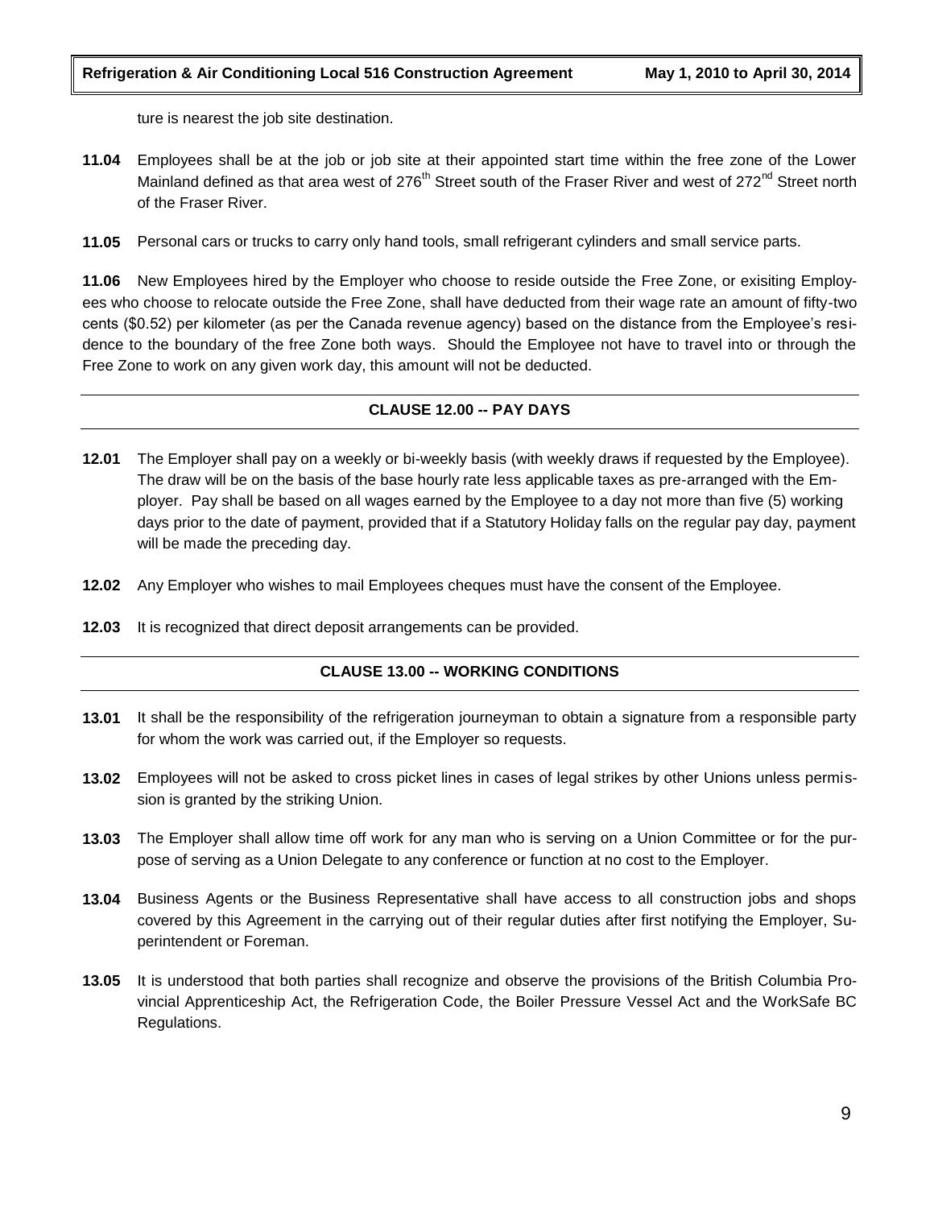ture is nearest the job site destination.

**11.04** Employees shall be at the job or job site at their appointed start time within the free zone of the Lower Mainland defined as that area west of 276th Street south of the Fraser River and west of 272nd Street north of the Fraser River.

**11.05** Personal cars or trucks to carry only hand tools, small refrigerant cylinders and small service parts.

**11.06** New Employees hired by the Employer who choose to reside outside the Free Zone, or exisiting Employees who choose to relocate outside the Free Zone, shall have deducted from their wage rate an amount of fifty-two cents ($0.52) per kilometer (as per the Canada revenue agency) based on the distance from the Employee's residence to the boundary of the free Zone both ways. Should the Employee not have to travel into or through the Free Zone to work on any given work day, this amount will not be deducted.

## CLAUSE 12.00 -- PAY DAYS

**12.01** The Employer shall pay on a weekly or bi-weekly basis (with weekly draws if requested by the Employee). The draw will be on the basis of the base hourly rate less applicable taxes as pre-arranged with the Employer. Pay shall be based on all wages earned by the Employee to a day not more than five (5) working days prior to the date of payment, provided that if a Statutory Holiday falls on the regular pay day, payment will be made the preceding day.

**12.02** Any Employer who wishes to mail Employees cheques must have the consent of the Employee.

**12.03** It is recognized that direct deposit arrangements can be provided.

## CLAUSE 13.00 -- WORKING CONDITIONS

**13.01** It shall be the responsibility of the refrigeration journeyman to obtain a signature from a responsible party for whom the work was carried out, if the Employer so requests.

**13.02** Employees will not be asked to cross picket lines in cases of legal strikes by other Unions unless permission is granted by the striking Union.

**13.03** The Employer shall allow time off work for any man who is serving on a Union Committee or for the purpose of serving as a Union Delegate to any conference or function at no cost to the Employer.

**13.04** Business Agents or the Business Representative shall have access to all construction jobs and shops covered by this Agreement in the carrying out of their regular duties after first notifying the Employer, Superintendent or Foreman.

**13.05** It is understood that both parties shall recognize and observe the provisions of the British Columbia Provincial Apprenticeship Act, the Refrigeration Code, the Boiler Pressure Vessel Act and the WorkSafe BC Regulations.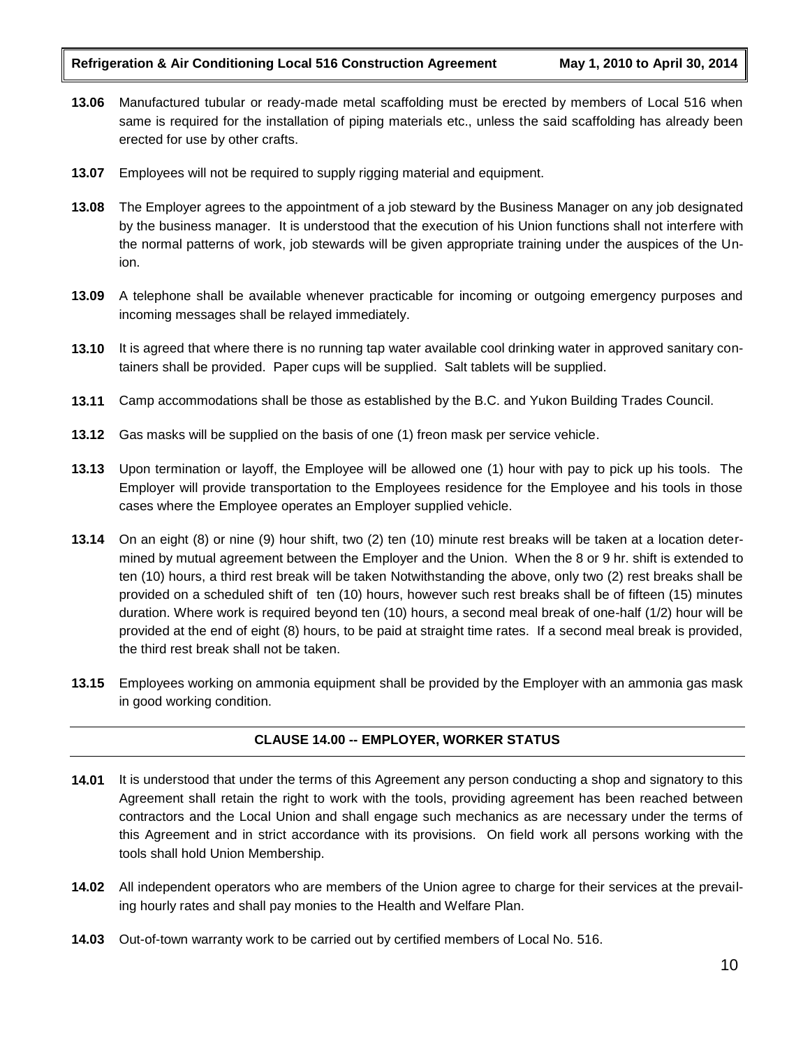**13.06** Manufactured tubular or ready-made metal scaffolding must be erected by members of Local 516 when same is required for the installation of piping materials etc., unless the said scaffolding has already been erected for use by other crafts.

**13.07** Employees will not be required to supply rigging material and equipment.

**13.08** The Employer agrees to the appointment of a job steward by the Business Manager on any job designated by the business manager. It is understood that the execution of his Union functions shall not interfere with the normal patterns of work, job stewards will be given appropriate training under the auspices of the Union.

**13.09** A telephone shall be available whenever practicable for incoming or outgoing emergency purposes and incoming messages shall be relayed immediately.

**13.10** It is agreed that where there is no running tap water available cool drinking water in approved sanitary containers shall be provided. Paper cups will be supplied. Salt tablets will be supplied.

**13.11** Camp accommodations shall be those as established by the B.C. and Yukon Building Trades Council.

**13.12** Gas masks will be supplied on the basis of one (1) freon mask per service vehicle.

**13.13** Upon termination or layoff, the Employee will be allowed one (1) hour with pay to pick up his tools. The Employer will provide transportation to the Employees residence for the Employee and his tools in those cases where the Employee operates an Employer supplied vehicle.

**13.14** On an eight (8) or nine (9) hour shift, two (2) ten (10) minute rest breaks will be taken at a location determined by mutual agreement between the Employer and the Union. When the 8 or 9 hr. shift is extended to ten (10) hours, a third rest break will be taken Notwithstanding the above, only two (2) rest breaks shall be provided on a scheduled shift of ten (10) hours, however such rest breaks shall be of fifteen (15) minutes duration. Where work is required beyond ten (10) hours, a second meal break of one-half (1/2) hour will be provided at the end of eight (8) hours, to be paid at straight time rates. If a second meal break is provided, the third rest break shall not be taken.

**13.15** Employees working on ammonia equipment shall be provided by the Employer with an ammonia gas mask in good working condition.

## CLAUSE 14.00 -- EMPLOYER, WORKER STATUS

**14.01** It is understood that under the terms of this Agreement any person conducting a shop and signatory to this Agreement shall retain the right to work with the tools, providing agreement has been reached between contractors and the Local Union and shall engage such mechanics as are necessary under the terms of this Agreement and in strict accordance with its provisions. On field work all persons working with the tools shall hold Union Membership.

**14.02** All independent operators who are members of the Union agree to charge for their services at the prevailing hourly rates and shall pay monies to the Health and Welfare Plan.

**14.03** Out-of-town warranty work to be carried out by certified members of Local No. 516.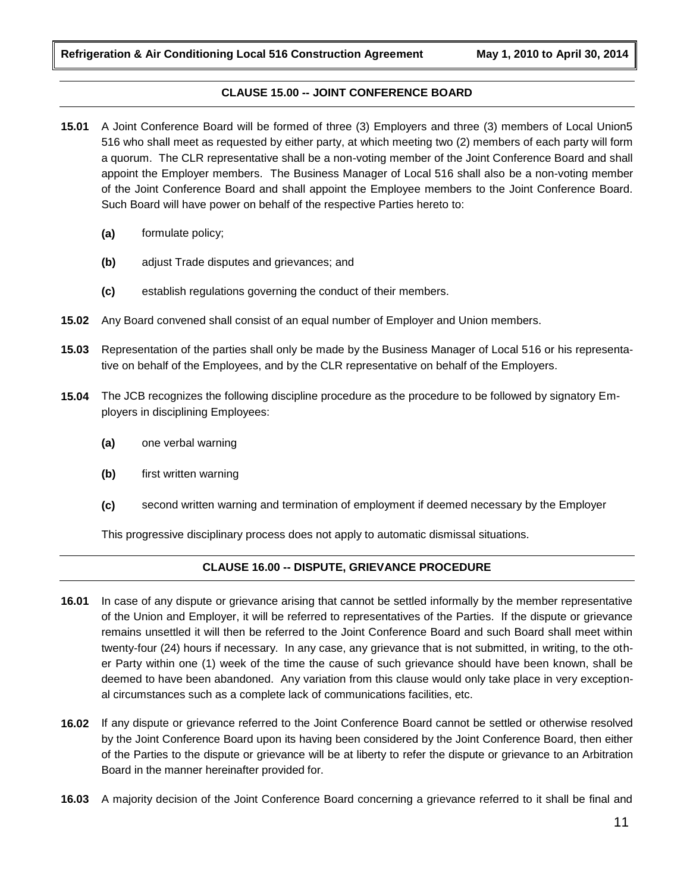## CLAUSE 15.00 -- JOINT CONFERENCE BOARD

**15.01** A Joint Conference Board will be formed of three (3) Employers and three (3) members of Local Union5 516 who shall meet as requested by either party, at which meeting two (2) members of each party will form a quorum. The CLR representative shall be a non-voting member of the Joint Conference Board and shall appoint the Employer members. The Business Manager of Local 516 shall also be a non-voting member of the Joint Conference Board and shall appoint the Employee members to the Joint Conference Board. Such Board will have power on behalf of the respective Parties hereto to:

- **(a)** formulate policy;
- **(b)** adjust Trade disputes and grievances; and
- **(c)** establish regulations governing the conduct of their members.

**15.02** Any Board convened shall consist of an equal number of Employer and Union members.

**15.03** Representation of the parties shall only be made by the Business Manager of Local 516 or his representative on behalf of the Employees, and by the CLR representative on behalf of the Employers.

**15.04** The JCB recognizes the following discipline procedure as the procedure to be followed by signatory Employers in disciplining Employees:

- **(a)** one verbal warning
- **(b)** first written warning
- **(c)** second written warning and termination of employment if deemed necessary by the Employer

This progressive disciplinary process does not apply to automatic dismissal situations.

## CLAUSE 16.00 -- DISPUTE, GRIEVANCE PROCEDURE

**16.01** In case of any dispute or grievance arising that cannot be settled informally by the member representative of the Union and Employer, it will be referred to representatives of the Parties. If the dispute or grievance remains unsettled it will then be referred to the Joint Conference Board and such Board shall meet within twenty-four (24) hours if necessary. In any case, any grievance that is not submitted, in writing, to the other Party within one (1) week of the time the cause of such grievance should have been known, shall be deemed to have been abandoned. Any variation from this clause would only take place in very exceptional circumstances such as a complete lack of communications facilities, etc.

**16.02** If any dispute or grievance referred to the Joint Conference Board cannot be settled or otherwise resolved by the Joint Conference Board upon its having been considered by the Joint Conference Board, then either of the Parties to the dispute or grievance will be at liberty to refer the dispute or grievance to an Arbitration Board in the manner hereinafter provided for.

**16.03** A majority decision of the Joint Conference Board concerning a grievance referred to it shall be final and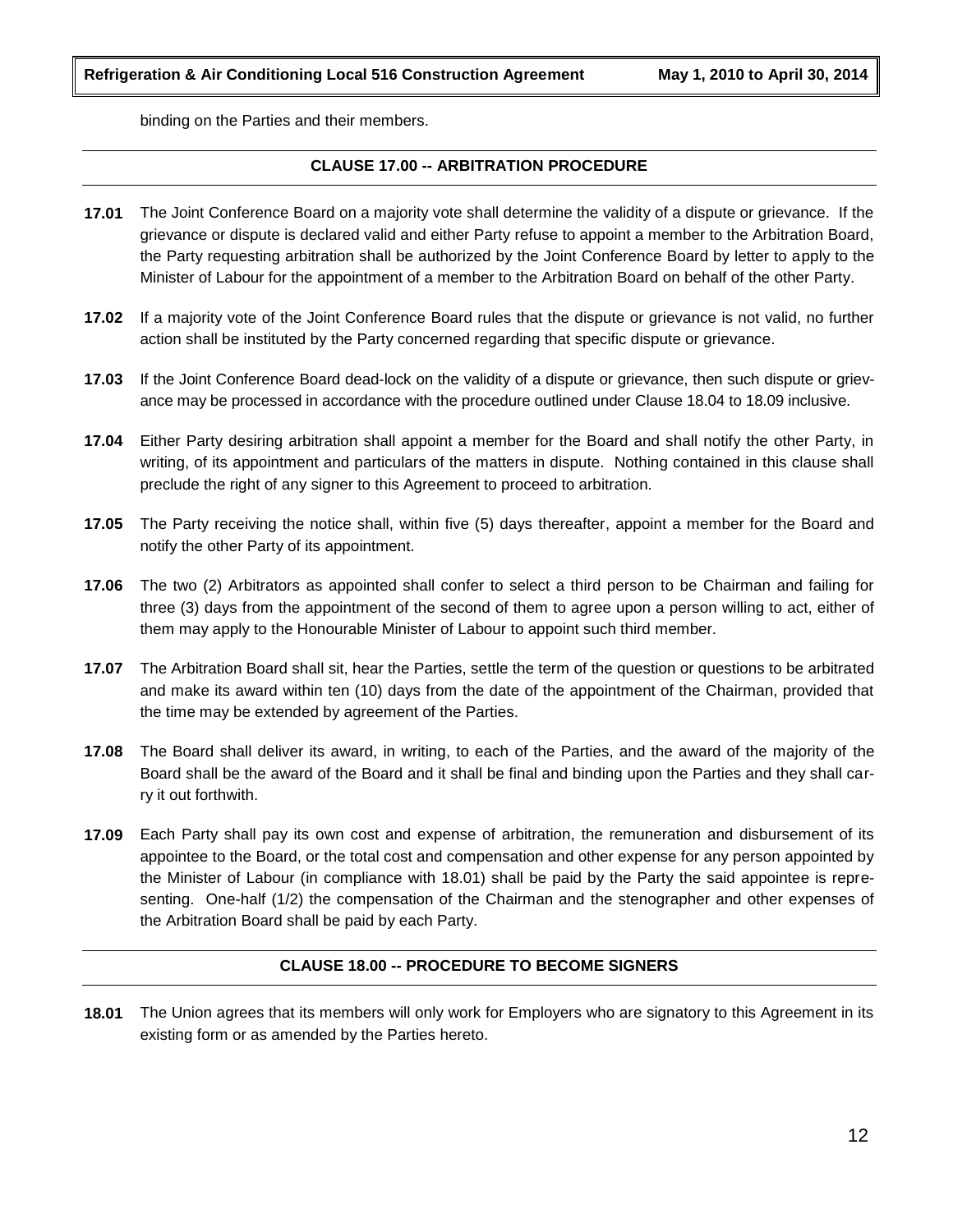binding on the Parties and their members.

## CLAUSE 17.00 -- ARBITRATION PROCEDURE

**17.01** The Joint Conference Board on a majority vote shall determine the validity of a dispute or grievance. If the grievance or dispute is declared valid and either Party refuse to appoint a member to the Arbitration Board, the Party requesting arbitration shall be authorized by the Joint Conference Board by letter to apply to the Minister of Labour for the appointment of a member to the Arbitration Board on behalf of the other Party.

**17.02** If a majority vote of the Joint Conference Board rules that the dispute or grievance is not valid, no further action shall be instituted by the Party concerned regarding that specific dispute or grievance.

**17.03** If the Joint Conference Board dead-lock on the validity of a dispute or grievance, then such dispute or grievance may be processed in accordance with the procedure outlined under Clause 18.04 to 18.09 inclusive.

**17.04** Either Party desiring arbitration shall appoint a member for the Board and shall notify the other Party, in writing, of its appointment and particulars of the matters in dispute. Nothing contained in this clause shall preclude the right of any signer to this Agreement to proceed to arbitration.

**17.05** The Party receiving the notice shall, within five (5) days thereafter, appoint a member for the Board and notify the other Party of its appointment.

**17.06** The two (2) Arbitrators as appointed shall confer to select a third person to be Chairman and failing for three (3) days from the appointment of the second of them to agree upon a person willing to act, either of them may apply to the Honourable Minister of Labour to appoint such third member.

**17.07** The Arbitration Board shall sit, hear the Parties, settle the term of the question or questions to be arbitrated and make its award within ten (10) days from the date of the appointment of the Chairman, provided that the time may be extended by agreement of the Parties.

**17.08** The Board shall deliver its award, in writing, to each of the Parties, and the award of the majority of the Board shall be the award of the Board and it shall be final and binding upon the Parties and they shall carry it out forthwith.

**17.09** Each Party shall pay its own cost and expense of arbitration, the remuneration and disbursement of its appointee to the Board, or the total cost and compensation and other expense for any person appointed by the Minister of Labour (in compliance with 18.01) shall be paid by the Party the said appointee is representing. One-half (1/2) the compensation of the Chairman and the stenographer and other expenses of the Arbitration Board shall be paid by each Party.

## CLAUSE 18.00 -- PROCEDURE TO BECOME SIGNERS

**18.01** The Union agrees that its members will only work for Employers who are signatory to this Agreement in its existing form or as amended by the Parties hereto.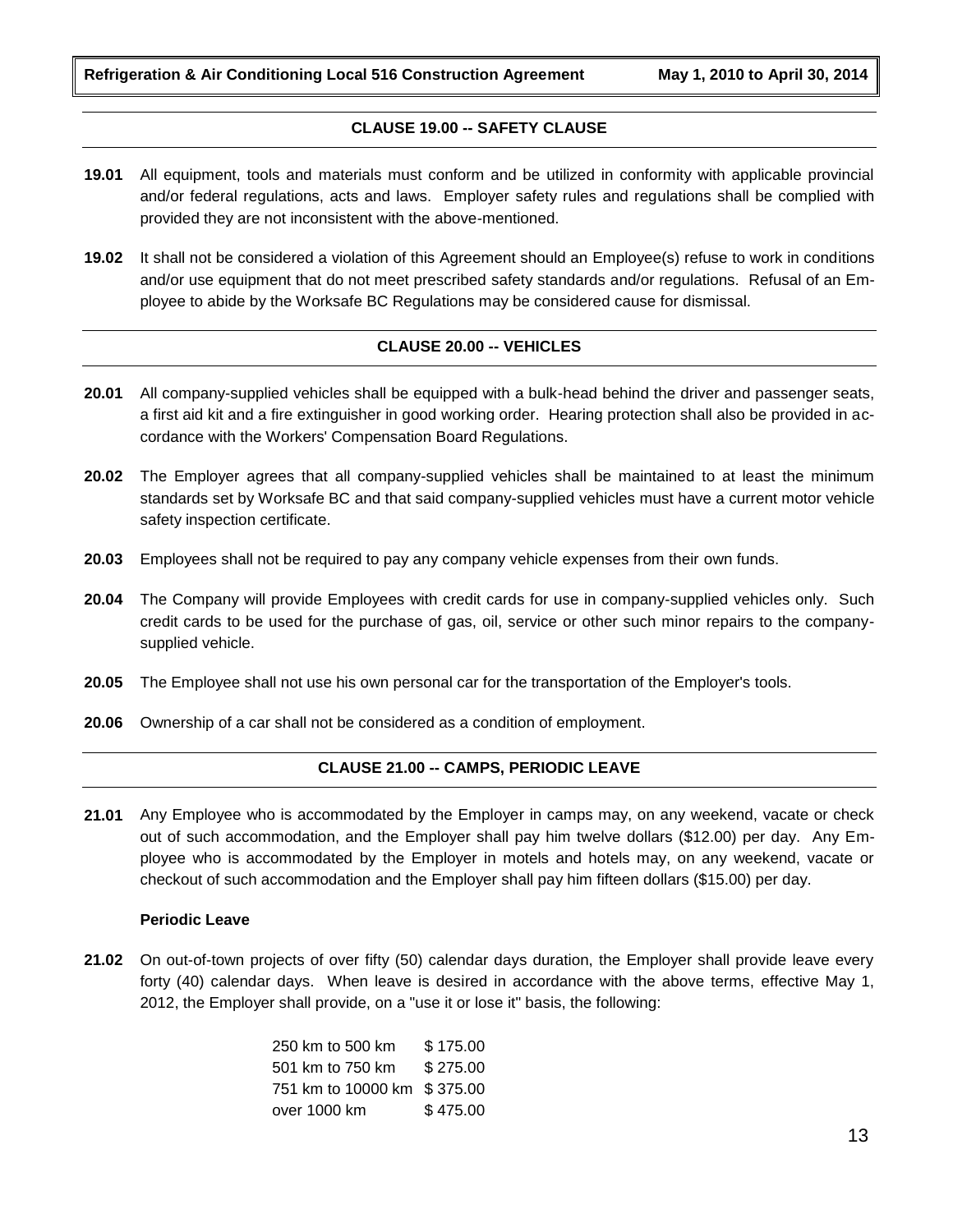## CLAUSE 19.00 -- SAFETY CLAUSE

**19.01** All equipment, tools and materials must conform and be utilized in conformity with applicable provincial and/or federal regulations, acts and laws. Employer safety rules and regulations shall be complied with provided they are not inconsistent with the above-mentioned.

**19.02** It shall not be considered a violation of this Agreement should an Employee(s) refuse to work in conditions and/or use equipment that do not meet prescribed safety standards and/or regulations. Refusal of an Employee to abide by the Worksafe BC Regulations may be considered cause for dismissal.

## CLAUSE 20.00 -- VEHICLES

**20.01** All company-supplied vehicles shall be equipped with a bulk-head behind the driver and passenger seats, a first aid kit and a fire extinguisher in good working order. Hearing protection shall also be provided in accordance with the Workers' Compensation Board Regulations.

**20.02** The Employer agrees that all company-supplied vehicles shall be maintained to at least the minimum standards set by Worksafe BC and that said company-supplied vehicles must have a current motor vehicle safety inspection certificate.

**20.03** Employees shall not be required to pay any company vehicle expenses from their own funds.

**20.04** The Company will provide Employees with credit cards for use in company-supplied vehicles only. Such credit cards to be used for the purchase of gas, oil, service or other such minor repairs to the company-supplied vehicle.

**20.05** The Employee shall not use his own personal car for the transportation of the Employer's tools.

**20.06** Ownership of a car shall not be considered as a condition of employment.

## CLAUSE 21.00 -- CAMPS, PERIODIC LEAVE

**21.01** Any Employee who is accommodated by the Employer in camps may, on any weekend, vacate or check out of such accommodation, and the Employer shall pay him twelve dollars ($12.00) per day. Any Employee who is accommodated by the Employer in motels and hotels may, on any weekend, vacate or checkout of such accommodation and the Employer shall pay him fifteen dollars ($15.00) per day.

**Periodic Leave**

**21.02** On out-of-town projects of over fifty (50) calendar days duration, the Employer shall provide leave every forty (40) calendar days. When leave is desired in accordance with the above terms, effective May 1, 2012, the Employer shall provide, on a "use it or lose it" basis, the following:

| | |
|---|---|
| 250 km to 500 km | $ 175.00 |
| 501 km to 750 km | $ 275.00 |
| 751 km to 10000 km | $ 375.00 |
| over 1000 km | $ 475.00 |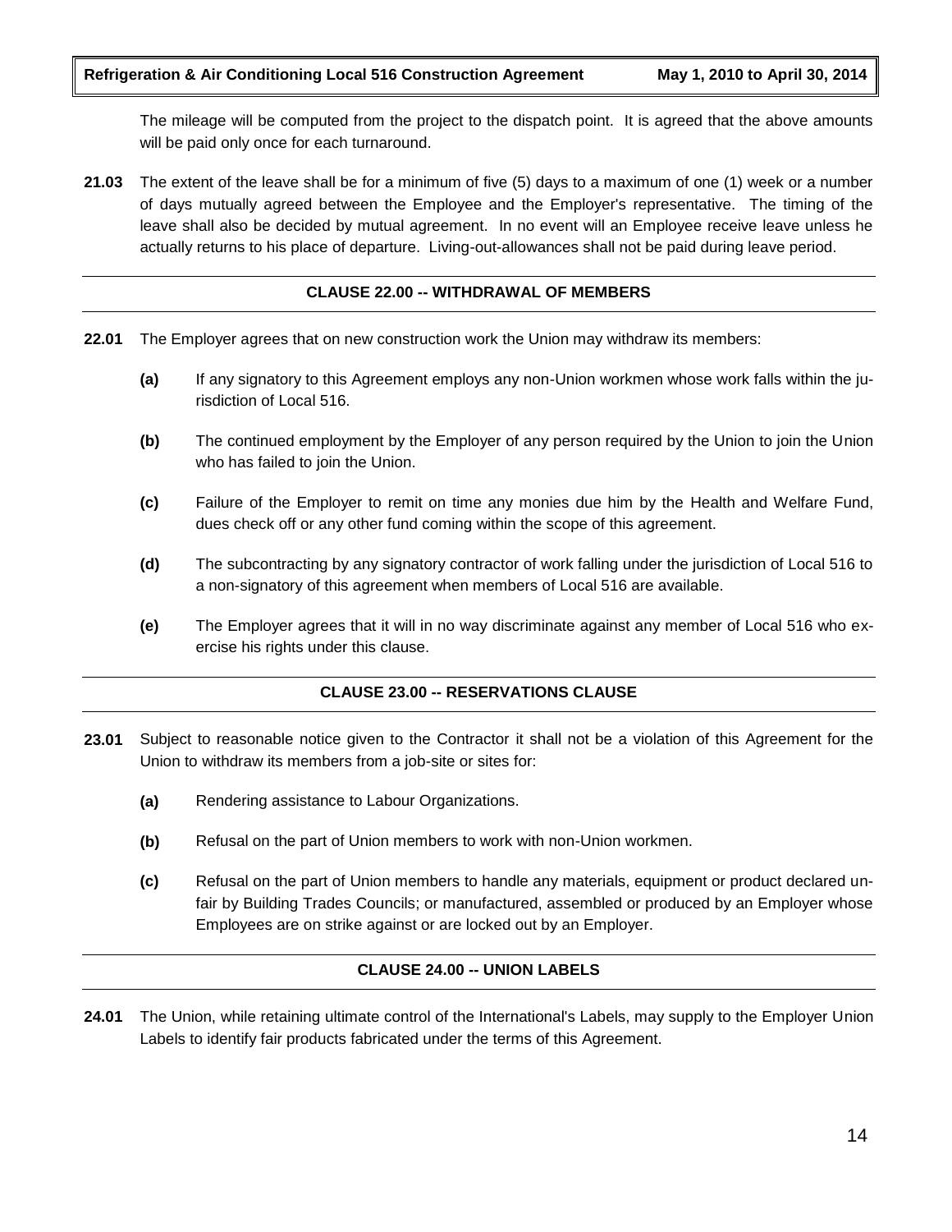The mileage will be computed from the project to the dispatch point. It is agreed that the above amounts will be paid only once for each turnaround.

**21.03** The extent of the leave shall be for a minimum of five (5) days to a maximum of one (1) week or a number of days mutually agreed between the Employee and the Employer's representative. The timing of the leave shall also be decided by mutual agreement. In no event will an Employee receive leave unless he actually returns to his place of departure. Living-out-allowances shall not be paid during leave period.

## CLAUSE 22.00 -- WITHDRAWAL OF MEMBERS

**22.01** The Employer agrees that on new construction work the Union may withdraw its members:

**(a)** If any signatory to this Agreement employs any non-Union workmen whose work falls within the jurisdiction of Local 516.

**(b)** The continued employment by the Employer of any person required by the Union to join the Union who has failed to join the Union.

**(c)** Failure of the Employer to remit on time any monies due him by the Health and Welfare Fund, dues check off or any other fund coming within the scope of this agreement.

**(d)** The subcontracting by any signatory contractor of work falling under the jurisdiction of Local 516 to a non-signatory of this agreement when members of Local 516 are available.

**(e)** The Employer agrees that it will in no way discriminate against any member of Local 516 who exercise his rights under this clause.

## CLAUSE 23.00 -- RESERVATIONS CLAUSE

**23.01** Subject to reasonable notice given to the Contractor it shall not be a violation of this Agreement for the Union to withdraw its members from a job-site or sites for:

**(a)** Rendering assistance to Labour Organizations.

**(b)** Refusal on the part of Union members to work with non-Union workmen.

**(c)** Refusal on the part of Union members to handle any materials, equipment or product declared unfair by Building Trades Councils; or manufactured, assembled or produced by an Employer whose Employees are on strike against or are locked out by an Employer.

## CLAUSE 24.00 -- UNION LABELS

**24.01** The Union, while retaining ultimate control of the International's Labels, may supply to the Employer Union Labels to identify fair products fabricated under the terms of this Agreement.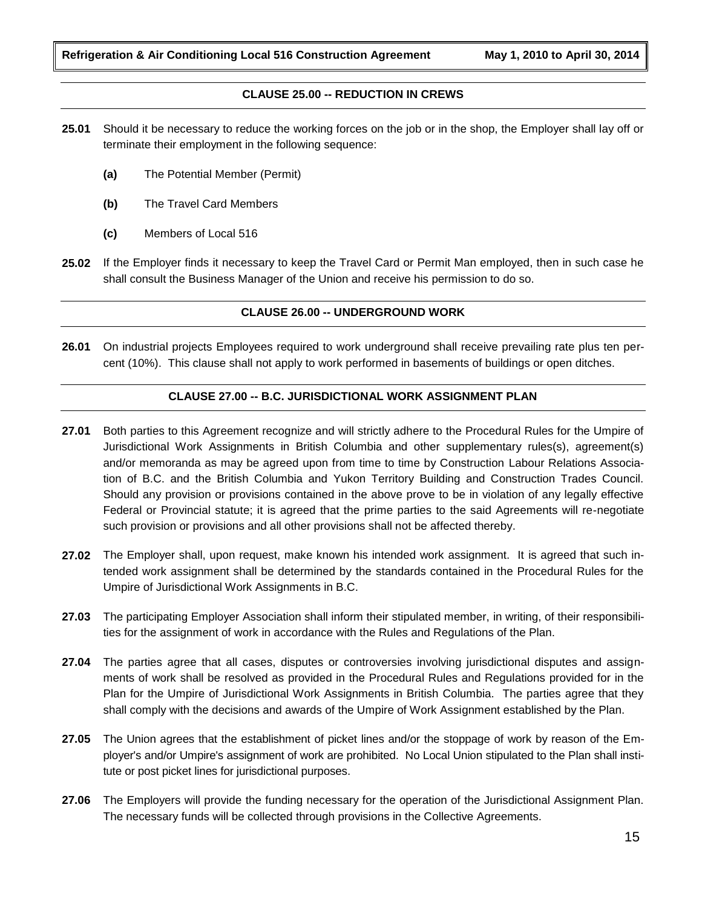## CLAUSE 25.00 -- REDUCTION IN CREWS

**25.01** Should it be necessary to reduce the working forces on the job or in the shop, the Employer shall lay off or terminate their employment in the following sequence:

- **(a)** The Potential Member (Permit)
- **(b)** The Travel Card Members
- **(c)** Members of Local 516

**25.02** If the Employer finds it necessary to keep the Travel Card or Permit Man employed, then in such case he shall consult the Business Manager of the Union and receive his permission to do so.

## CLAUSE 26.00 -- UNDERGROUND WORK

**26.01** On industrial projects Employees required to work underground shall receive prevailing rate plus ten percent (10%). This clause shall not apply to work performed in basements of buildings or open ditches.

## CLAUSE 27.00 -- B.C. JURISDICTIONAL WORK ASSIGNMENT PLAN

**27.01** Both parties to this Agreement recognize and will strictly adhere to the Procedural Rules for the Umpire of Jurisdictional Work Assignments in British Columbia and other supplementary rules(s), agreement(s) and/or memoranda as may be agreed upon from time to time by Construction Labour Relations Association of B.C. and the British Columbia and Yukon Territory Building and Construction Trades Council. Should any provision or provisions contained in the above prove to be in violation of any legally effective Federal or Provincial statute; it is agreed that the prime parties to the said Agreements will re-negotiate such provision or provisions and all other provisions shall not be affected thereby.

**27.02** The Employer shall, upon request, make known his intended work assignment. It is agreed that such intended work assignment shall be determined by the standards contained in the Procedural Rules for the Umpire of Jurisdictional Work Assignments in B.C.

**27.03** The participating Employer Association shall inform their stipulated member, in writing, of their responsibilities for the assignment of work in accordance with the Rules and Regulations of the Plan.

**27.04** The parties agree that all cases, disputes or controversies involving jurisdictional disputes and assignments of work shall be resolved as provided in the Procedural Rules and Regulations provided for in the Plan for the Umpire of Jurisdictional Work Assignments in British Columbia. The parties agree that they shall comply with the decisions and awards of the Umpire of Work Assignment established by the Plan.

**27.05** The Union agrees that the establishment of picket lines and/or the stoppage of work by reason of the Employer's and/or Umpire's assignment of work are prohibited. No Local Union stipulated to the Plan shall institute or post picket lines for jurisdictional purposes.

**27.06** The Employers will provide the funding necessary for the operation of the Jurisdictional Assignment Plan. The necessary funds will be collected through provisions in the Collective Agreements.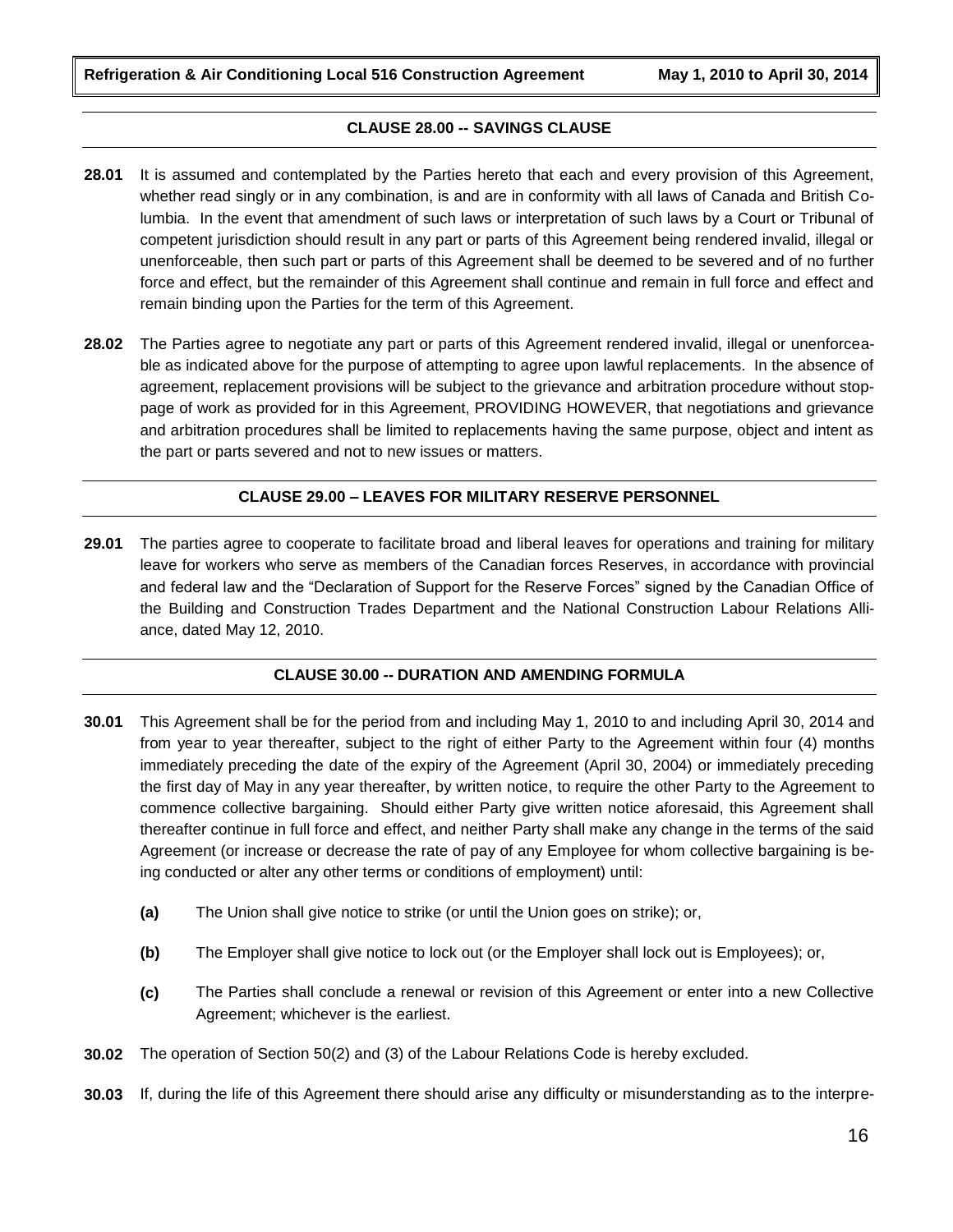## CLAUSE 28.00 -- SAVINGS CLAUSE

**28.01** It is assumed and contemplated by the Parties hereto that each and every provision of this Agreement, whether read singly or in any combination, is and are in conformity with all laws of Canada and British Columbia. In the event that amendment of such laws or interpretation of such laws by a Court or Tribunal of competent jurisdiction should result in any part or parts of this Agreement being rendered invalid, illegal or unenforceable, then such part or parts of this Agreement shall be deemed to be severed and of no further force and effect, but the remainder of this Agreement shall continue and remain in full force and effect and remain binding upon the Parties for the term of this Agreement.

**28.02** The Parties agree to negotiate any part or parts of this Agreement rendered invalid, illegal or unenforceable as indicated above for the purpose of attempting to agree upon lawful replacements. In the absence of agreement, replacement provisions will be subject to the grievance and arbitration procedure without stoppage of work as provided for in this Agreement, PROVIDING HOWEVER, that negotiations and grievance and arbitration procedures shall be limited to replacements having the same purpose, object and intent as the part or parts severed and not to new issues or matters.

## CLAUSE 29.00 – LEAVES FOR MILITARY RESERVE PERSONNEL

**29.01** The parties agree to cooperate to facilitate broad and liberal leaves for operations and training for military leave for workers who serve as members of the Canadian forces Reserves, in accordance with provincial and federal law and the "Declaration of Support for the Reserve Forces" signed by the Canadian Office of the Building and Construction Trades Department and the National Construction Labour Relations Alliance, dated May 12, 2010.

## CLAUSE 30.00 -- DURATION AND AMENDING FORMULA

**30.01** This Agreement shall be for the period from and including May 1, 2010 to and including April 30, 2014 and from year to year thereafter, subject to the right of either Party to the Agreement within four (4) months immediately preceding the date of the expiry of the Agreement (April 30, 2004) or immediately preceding the first day of May in any year thereafter, by written notice, to require the other Party to the Agreement to commence collective bargaining. Should either Party give written notice aforesaid, this Agreement shall thereafter continue in full force and effect, and neither Party shall make any change in the terms of the said Agreement (or increase or decrease the rate of pay of any Employee for whom collective bargaining is being conducted or alter any other terms or conditions of employment) until:

- **(a)** The Union shall give notice to strike (or until the Union goes on strike); or,
- **(b)** The Employer shall give notice to lock out (or the Employer shall lock out is Employees); or,
- **(c)** The Parties shall conclude a renewal or revision of this Agreement or enter into a new Collective Agreement; whichever is the earliest.

**30.02** The operation of Section 50(2) and (3) of the Labour Relations Code is hereby excluded.

**30.03** If, during the life of this Agreement there should arise any difficulty or misunderstanding as to the interpre-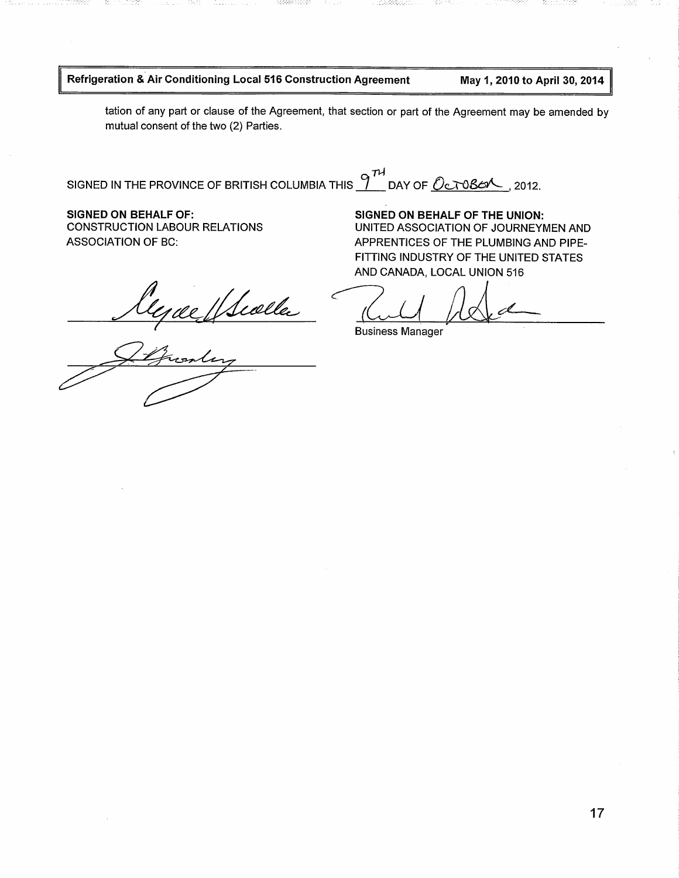tation of any part or clause of the Agreement, that section or part of the Agreement may be amended by mutual consent of the two (2) Parties.

SIGNED IN THE PROVINCE OF BRITISH COLUMBIA THIS 9TH DAY OF OCTOBER, 2012.

**SIGNED ON BEHALF OF:**
CONSTRUCTION LABOUR RELATIONS ASSOCIATION OF BC:

**SIGNED ON BEHALF OF THE UNION:**
UNITED ASSOCIATION OF JOURNEYMEN AND APPRENTICES OF THE PLUMBING AND PIPE-FITTING INDUSTRY OF THE UNITED STATES AND CANADA, LOCAL UNION 516

Business Manager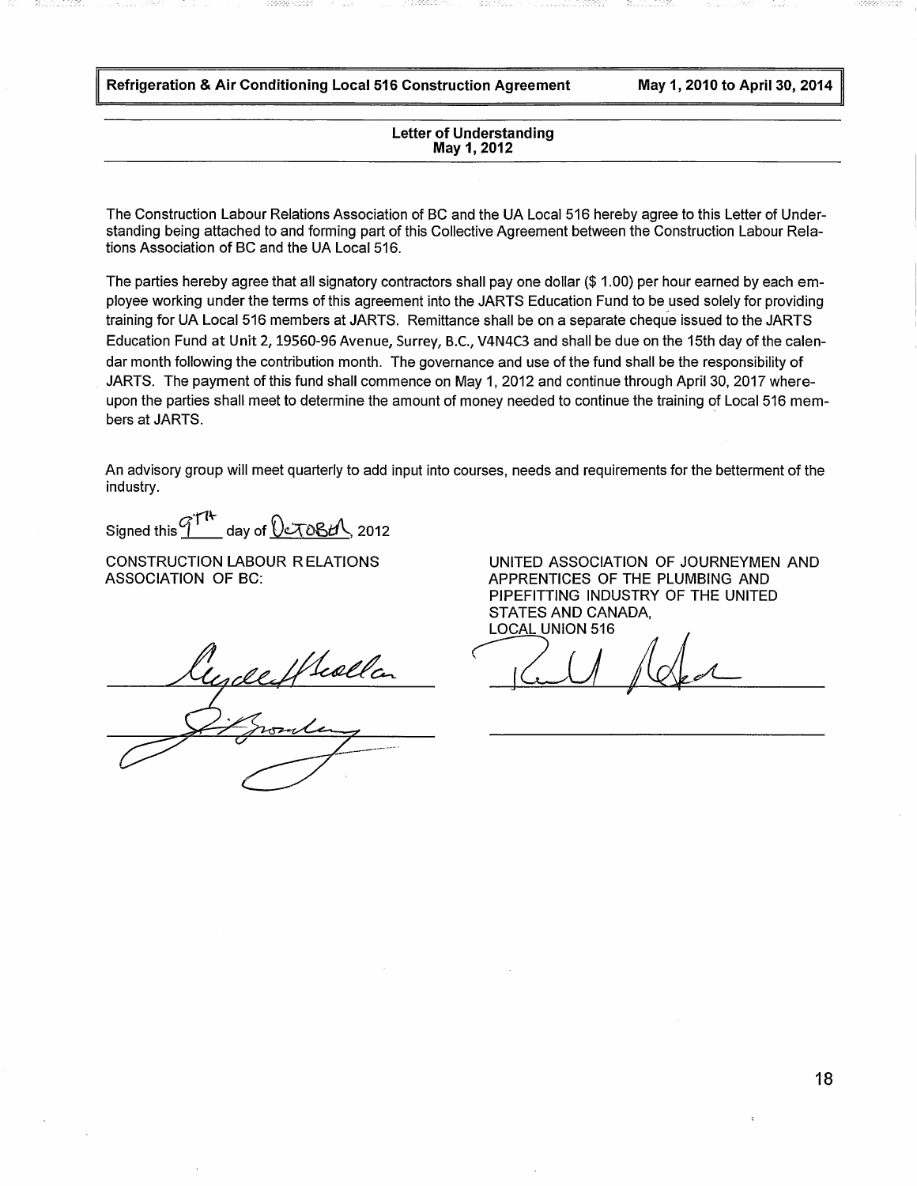## Letter of Understanding
## May 1, 2012

The Construction Labour Relations Association of BC and the UA Local 516 hereby agree to this Letter of Understanding being attached to and forming part of this Collective Agreement between the Construction Labour Relations Association of BC and the UA Local 516.

The parties hereby agree that all signatory contractors shall pay one dollar ($ 1.00) per hour earned by each employee working under the terms of this agreement into the JARTS Education Fund to be used solely for providing training for UA Local 516 members at JARTS. Remittance shall be on a separate cheque issued to the JARTS Education Fund at Unit 2, 19560-96 Avenue, Surrey, B.C., V4N4C3 and shall be due on the 15th day of the calendar month following the contribution month. The governance and use of the fund shall be the responsibility of JARTS. The payment of this fund shall commence on May 1, 2012 and continue through April 30, 2017 whereupon the parties shall meet to determine the amount of money needed to continue the training of Local 516 members at JARTS.

An advisory group will meet quarterly to add input into courses, needs and requirements for the betterment of the industry.

Signed this 9TH day of October, 2012

CONSTRUCTION LABOUR RELATIONS ASSOCIATION OF BC:

UNITED ASSOCIATION OF JOURNEYMEN AND APPRENTICES OF THE PLUMBING AND PIPEFITTING INDUSTRY OF THE UNITED STATES AND CANADA, LOCAL UNION 516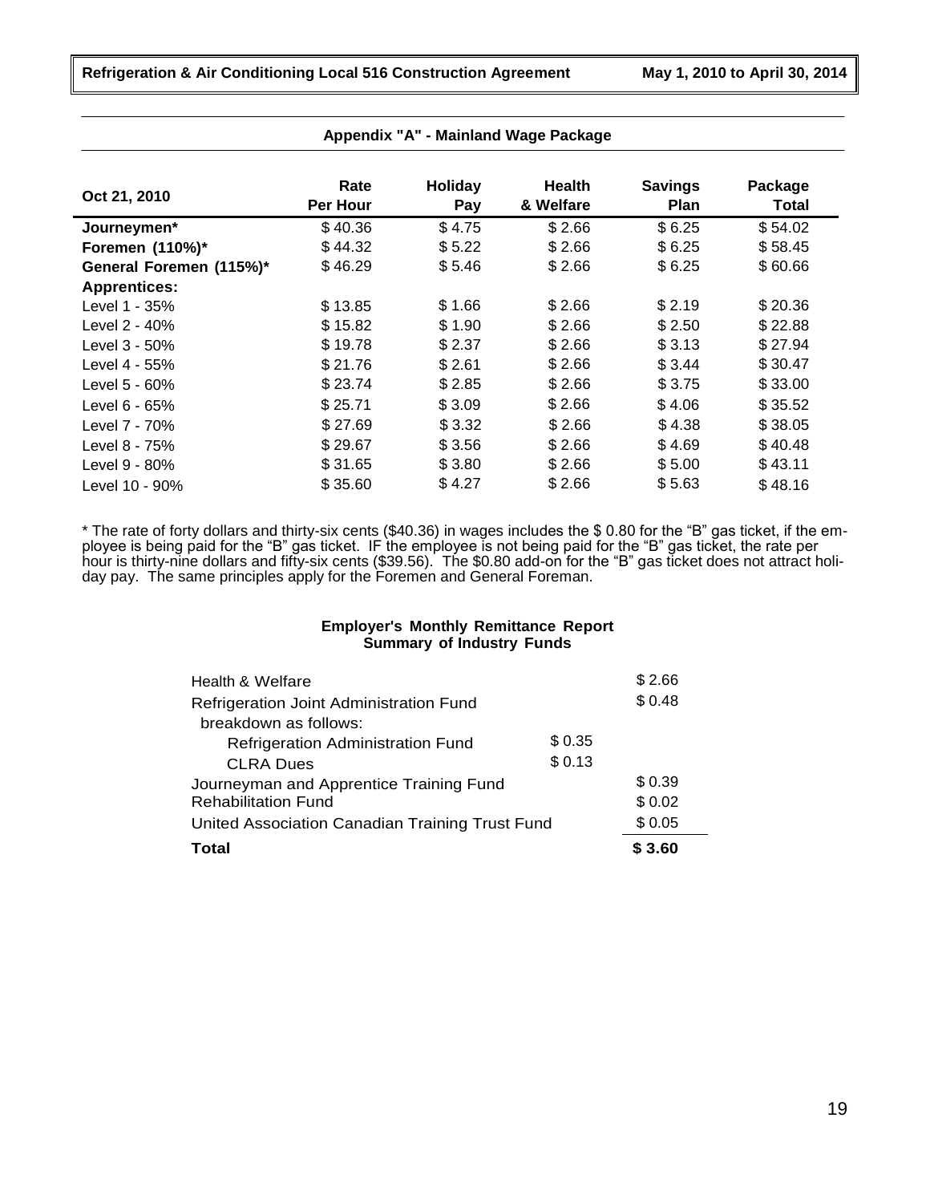## Appendix "A" - Mainland Wage Package

| Oct 21, 2010 | Rate Per Hour | Holiday Pay | Health & Welfare | Savings Plan | Package Total |
|---|---|---|---|---|---|
| **Journeymen*** | $ 40.36 | $ 4.75 | $ 2.66 | $ 6.25 | $ 54.02 |
| **Foremen (110%)*** | $ 44.32 | $ 5.22 | $ 2.66 | $ 6.25 | $ 58.45 |
| **General Foremen (115%)*** | $ 46.29 | $ 5.46 | $ 2.66 | $ 6.25 | $ 60.66 |
| **Apprentices:** | | | | | |
| Level 1 - 35% | $ 13.85 | $ 1.66 | $ 2.66 | $ 2.19 | $ 20.36 |
| Level 2 - 40% | $ 15.82 | $ 1.90 | $ 2.66 | $ 2.50 | $ 22.88 |
| Level 3 - 50% | $ 19.78 | $ 2.37 | $ 2.66 | $ 3.13 | $ 27.94 |
| Level 4 - 55% | $ 21.76 | $ 2.61 | $ 2.66 | $ 3.44 | $ 30.47 |
| Level 5 - 60% | $ 23.74 | $ 2.85 | $ 2.66 | $ 3.75 | $ 33.00 |
| Level 6 - 65% | $ 25.71 | $ 3.09 | $ 2.66 | $ 4.06 | $ 35.52 |
| Level 7 - 70% | $ 27.69 | $ 3.32 | $ 2.66 | $ 4.38 | $ 38.05 |
| Level 8 - 75% | $ 29.67 | $ 3.56 | $ 2.66 | $ 4.69 | $ 40.48 |
| Level 9 - 80% | $ 31.65 | $ 3.80 | $ 2.66 | $ 5.00 | $ 43.11 |
| Level 10 - 90% | $ 35.60 | $ 4.27 | $ 2.66 | $ 5.63 | $ 48.16 |

* The rate of forty dollars and thirty-six cents ($40.36) in wages includes the $ 0.80 for the "B" gas ticket, if the employee is being paid for the "B" gas ticket. IF the employee is not being paid for the "B" gas ticket, the rate per hour is thirty-nine dollars and fifty-six cents ($39.56). The $0.80 add-on for the "B" gas ticket does not attract holiday pay. The same principles apply for the Foremen and General Foreman.

### Employer's Monthly Remittance Report
### Summary of Industry Funds

| | | |
|---|---|---|
| Health & Welfare | | $ 2.66 |
| Refrigeration Joint Administration Fund breakdown as follows: | | $ 0.48 |
| Refrigeration Administration Fund | $ 0.35 | |
| CLRA Dues | $ 0.13 | |
| Journeyman and Apprentice Training Fund | | $ 0.39 |
| Rehabilitation Fund | | $ 0.02 |
| United Association Canadian Training Trust Fund | | $ 0.05 |
| **Total** | | **$ 3.60** |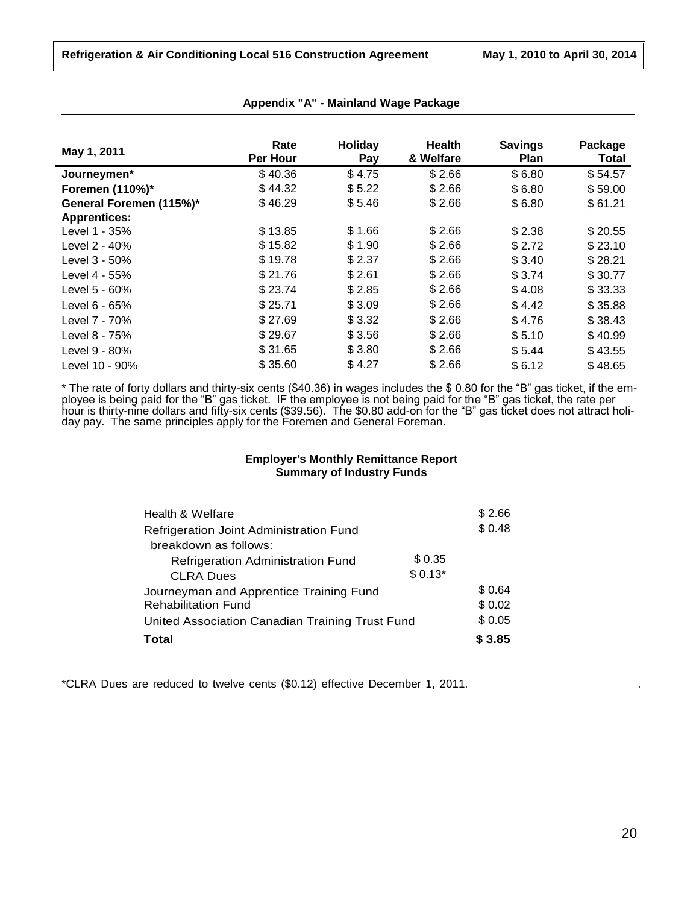## Appendix "A" - Mainland Wage Package

| May 1, 2011 | Rate Per Hour | Holiday Pay | Health & Welfare | Savings Plan | Package Total |
|---|---|---|---|---|---|
| **Journeymen*** | $ 40.36 | $ 4.75 | $ 2.66 | $ 6.80 | $ 54.57 |
| **Foremen (110%)*** | $ 44.32 | $ 5.22 | $ 2.66 | $ 6.80 | $ 59.00 |
| **General Foremen (115%)*** | $ 46.29 | $ 5.46 | $ 2.66 | $ 6.80 | $ 61.21 |
| **Apprentices:** | | | | | |
| Level 1 - 35% | $ 13.85 | $ 1.66 | $ 2.66 | $ 2.38 | $ 20.55 |
| Level 2 - 40% | $ 15.82 | $ 1.90 | $ 2.66 | $ 2.72 | $ 23.10 |
| Level 3 - 50% | $ 19.78 | $ 2.37 | $ 2.66 | $ 3.40 | $ 28.21 |
| Level 4 - 55% | $ 21.76 | $ 2.61 | $ 2.66 | $ 3.74 | $ 30.77 |
| Level 5 - 60% | $ 23.74 | $ 2.85 | $ 2.66 | $ 4.08 | $ 33.33 |
| Level 6 - 65% | $ 25.71 | $ 3.09 | $ 2.66 | $ 4.42 | $ 35.88 |
| Level 7 - 70% | $ 27.69 | $ 3.32 | $ 2.66 | $ 4.76 | $ 38.43 |
| Level 8 - 75% | $ 29.67 | $ 3.56 | $ 2.66 | $ 5.10 | $ 40.99 |
| Level 9 - 80% | $ 31.65 | $ 3.80 | $ 2.66 | $ 5.44 | $ 43.55 |
| Level 10 - 90% | $ 35.60 | $ 4.27 | $ 2.66 | $ 6.12 | $ 48.65 |

* The rate of forty dollars and thirty-six cents ($40.36) in wages includes the $ 0.80 for the "B" gas ticket, if the employee is being paid for the "B" gas ticket. IF the employee is not being paid for the "B" gas ticket, the rate per hour is thirty-nine dollars and fifty-six cents ($39.56). The $0.80 add-on for the "B" gas ticket does not attract holiday pay. The same principles apply for the Foremen and General Foreman.

### Employer's Monthly Remittance Report
### Summary of Industry Funds

| | | |
|---|---|---|
| Health & Welfare | | $ 2.66 |
| Refrigeration Joint Administration Fund breakdown as follows: | | $ 0.48 |
| Refrigeration Administration Fund | $ 0.35 | |
| CLRA Dues | $ 0.13* | |
| Journeyman and Apprentice Training Fund | | $ 0.64 |
| Rehabilitation Fund | | $ 0.02 |
| United Association Canadian Training Trust Fund | | $ 0.05 |
| **Total** | | **$ 3.85** |

*CLRA Dues are reduced to twelve cents ($0.12) effective December 1, 2011.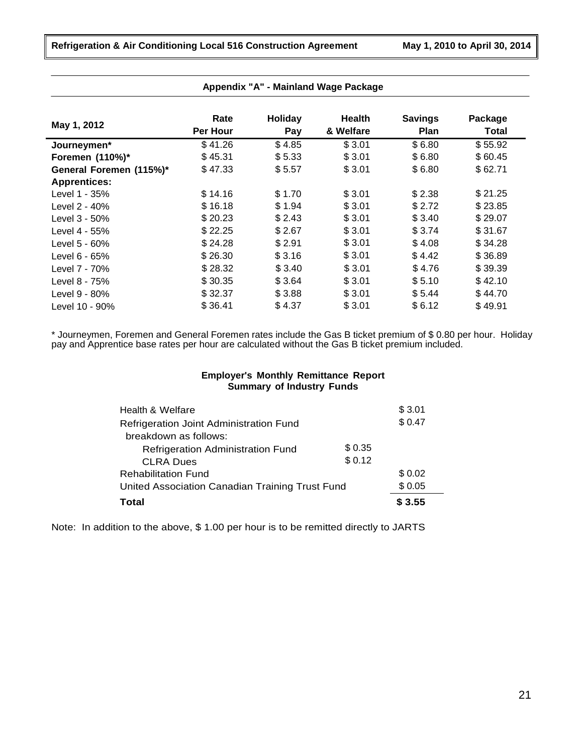## Appendix "A" - Mainland Wage Package

| May 1, 2012 | Rate Per Hour | Holiday Pay | Health & Welfare | Savings Plan | Package Total |
|---|---|---|---|---|---|
| **Journeymen*** | $ 41.26 | $ 4.85 | $ 3.01 | $ 6.80 | $ 55.92 |
| **Foremen (110%)*** | $ 45.31 | $ 5.33 | $ 3.01 | $ 6.80 | $ 60.45 |
| **General Foremen (115%)*** | $ 47.33 | $ 5.57 | $ 3.01 | $ 6.80 | $ 62.71 |
| **Apprentices:** | | | | | |
| Level 1 - 35% | $ 14.16 | $ 1.70 | $ 3.01 | $ 2.38 | $ 21.25 |
| Level 2 - 40% | $ 16.18 | $ 1.94 | $ 3.01 | $ 2.72 | $ 23.85 |
| Level 3 - 50% | $ 20.23 | $ 2.43 | $ 3.01 | $ 3.40 | $ 29.07 |
| Level 4 - 55% | $ 22.25 | $ 2.67 | $ 3.01 | $ 3.74 | $ 31.67 |
| Level 5 - 60% | $ 24.28 | $ 2.91 | $ 3.01 | $ 4.08 | $ 34.28 |
| Level 6 - 65% | $ 26.30 | $ 3.16 | $ 3.01 | $ 4.42 | $ 36.89 |
| Level 7 - 70% | $ 28.32 | $ 3.40 | $ 3.01 | $ 4.76 | $ 39.39 |
| Level 8 - 75% | $ 30.35 | $ 3.64 | $ 3.01 | $ 5.10 | $ 42.10 |
| Level 9 - 80% | $ 32.37 | $ 3.88 | $ 3.01 | $ 5.44 | $ 44.70 |
| Level 10 - 90% | $ 36.41 | $ 4.37 | $ 3.01 | $ 6.12 | $ 49.91 |

* Journeymen, Foremen and General Foremen rates include the Gas B ticket premium of $ 0.80 per hour. Holiday pay and Apprentice base rates per hour are calculated without the Gas B ticket premium included.

### Employer's Monthly Remittance Report
### Summary of Industry Funds

| | | |
|---|---|---|
| Health & Welfare | | $ 3.01 |
| Refrigeration Joint Administration Fund breakdown as follows: | | $ 0.47 |
| Refrigeration Administration Fund | $ 0.35 | |
| CLRA Dues | $ 0.12 | |
| Rehabilitation Fund | | $ 0.02 |
| United Association Canadian Training Trust Fund | | $ 0.05 |
| **Total** | | **$ 3.55** |

Note: In addition to the above, $ 1.00 per hour is to be remitted directly to JARTS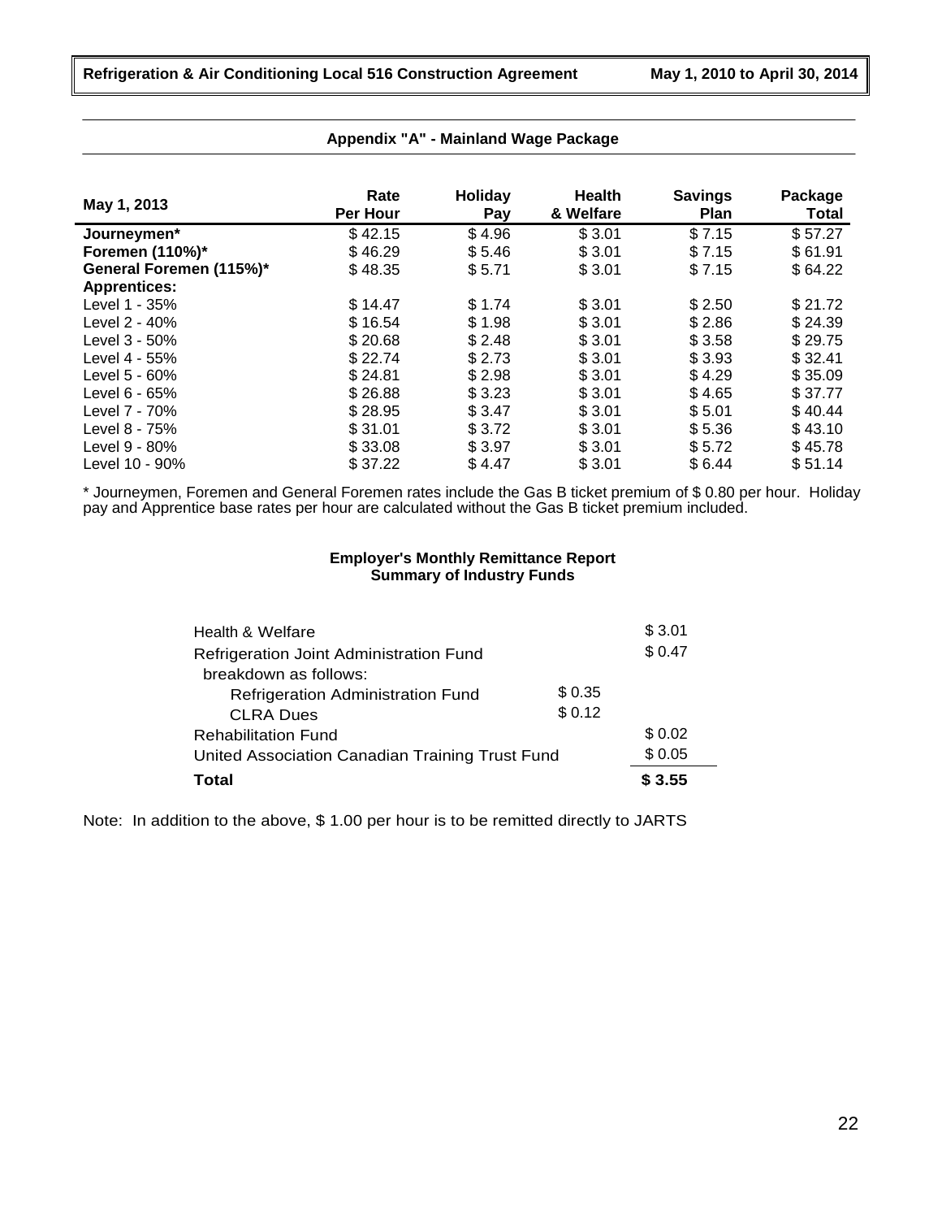## Appendix "A" - Mainland Wage Package

| May 1, 2013 | Rate Per Hour | Holiday Pay | Health & Welfare | Savings Plan | Package Total |
|---|---|---|---|---|---|
| **Journeymen*** | $ 42.15 | $ 4.96 | $ 3.01 | $ 7.15 | $ 57.27 |
| **Foremen (110%)*** | $ 46.29 | $ 5.46 | $ 3.01 | $ 7.15 | $ 61.91 |
| **General Foremen (115%)*** | $ 48.35 | $ 5.71 | $ 3.01 | $ 7.15 | $ 64.22 |
| **Apprentices:** | | | | | |
| Level 1 - 35% | $ 14.47 | $ 1.74 | $ 3.01 | $ 2.50 | $ 21.72 |
| Level 2 - 40% | $ 16.54 | $ 1.98 | $ 3.01 | $ 2.86 | $ 24.39 |
| Level 3 - 50% | $ 20.68 | $ 2.48 | $ 3.01 | $ 3.58 | $ 29.75 |
| Level 4 - 55% | $ 22.74 | $ 2.73 | $ 3.01 | $ 3.93 | $ 32.41 |
| Level 5 - 60% | $ 24.81 | $ 2.98 | $ 3.01 | $ 4.29 | $ 35.09 |
| Level 6 - 65% | $ 26.88 | $ 3.23 | $ 3.01 | $ 4.65 | $ 37.77 |
| Level 7 - 70% | $ 28.95 | $ 3.47 | $ 3.01 | $ 5.01 | $ 40.44 |
| Level 8 - 75% | $ 31.01 | $ 3.72 | $ 3.01 | $ 5.36 | $ 43.10 |
| Level 9 - 80% | $ 33.08 | $ 3.97 | $ 3.01 | $ 5.72 | $ 45.78 |
| Level 10 - 90% | $ 37.22 | $ 4.47 | $ 3.01 | $ 6.44 | $ 51.14 |

* Journeymen, Foremen and General Foremen rates include the Gas B ticket premium of $ 0.80 per hour. Holiday pay and Apprentice base rates per hour are calculated without the Gas B ticket premium included.

### Employer's Monthly Remittance Report
### Summary of Industry Funds

| | | |
|---|---|---|
| Health & Welfare | | $ 3.01 |
| Refrigeration Joint Administration Fund | | $ 0.47 |
| breakdown as follows: | | |
| Refrigeration Administration Fund | $ 0.35 | |
| CLRA Dues | $ 0.12 | |
| Rehabilitation Fund | | $ 0.02 |
| United Association Canadian Training Trust Fund | | $ 0.05 |
| **Total** | | **$ 3.55** |

Note: In addition to the above, $ 1.00 per hour is to be remitted directly to JARTS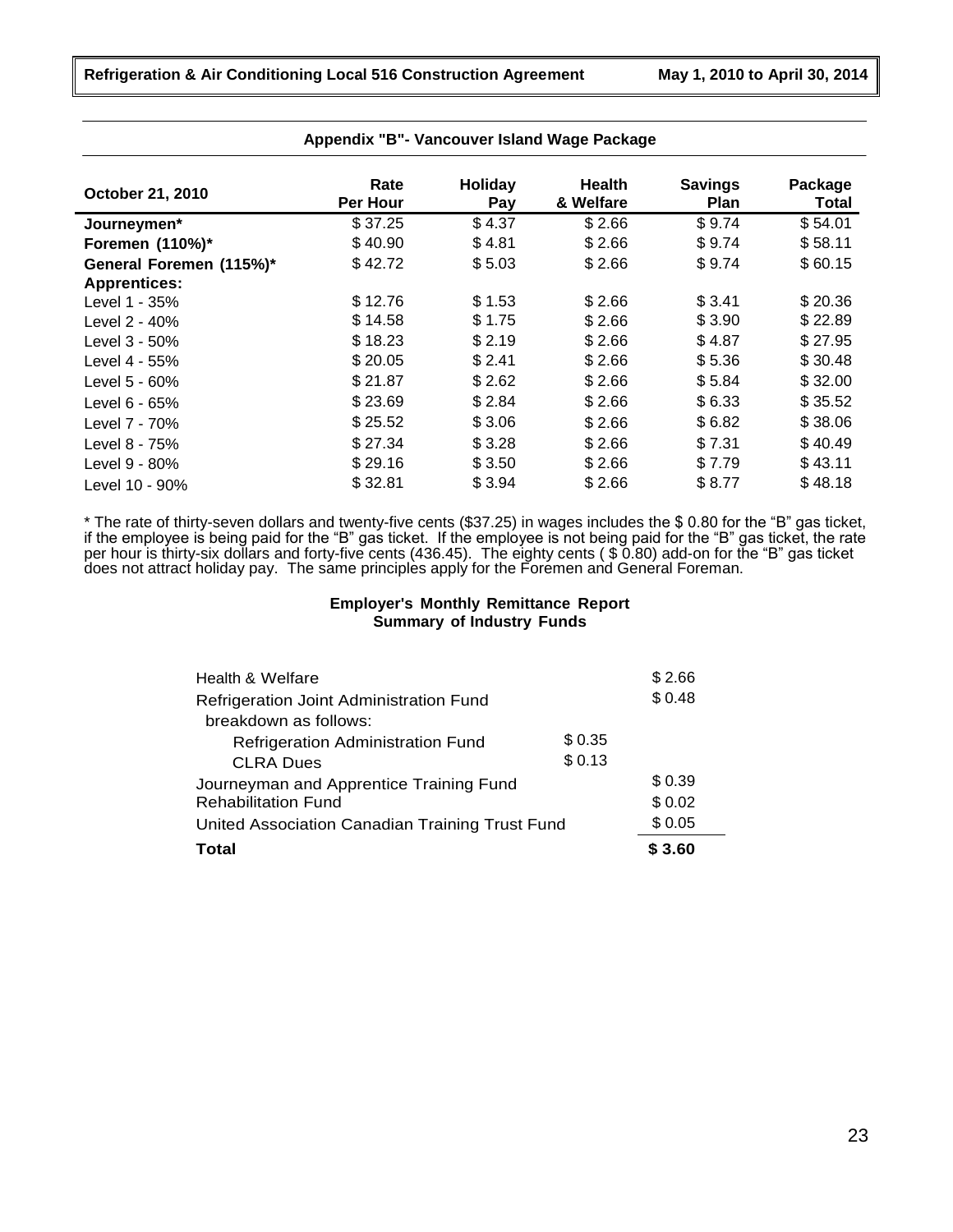## Appendix "B"- Vancouver Island Wage Package

| October 21, 2010 | Rate Per Hour | Holiday Pay | Health & Welfare | Savings Plan | Package Total |
|---|---|---|---|---|---|
| **Journeymen*** | $ 37.25 | $ 4.37 | $ 2.66 | $ 9.74 | $ 54.01 |
| **Foremen (110%)*** | $ 40.90 | $ 4.81 | $ 2.66 | $ 9.74 | $ 58.11 |
| **General Foremen (115%)*** | $ 42.72 | $ 5.03 | $ 2.66 | $ 9.74 | $ 60.15 |
| **Apprentices:** | | | | | |
| Level 1 - 35% | $ 12.76 | $ 1.53 | $ 2.66 | $ 3.41 | $ 20.36 |
| Level 2 - 40% | $ 14.58 | $ 1.75 | $ 2.66 | $ 3.90 | $ 22.89 |
| Level 3 - 50% | $ 18.23 | $ 2.19 | $ 2.66 | $ 4.87 | $ 27.95 |
| Level 4 - 55% | $ 20.05 | $ 2.41 | $ 2.66 | $ 5.36 | $ 30.48 |
| Level 5 - 60% | $ 21.87 | $ 2.62 | $ 2.66 | $ 5.84 | $ 32.00 |
| Level 6 - 65% | $ 23.69 | $ 2.84 | $ 2.66 | $ 6.33 | $ 35.52 |
| Level 7 - 70% | $ 25.52 | $ 3.06 | $ 2.66 | $ 6.82 | $ 38.06 |
| Level 8 - 75% | $ 27.34 | $ 3.28 | $ 2.66 | $ 7.31 | $ 40.49 |
| Level 9 - 80% | $ 29.16 | $ 3.50 | $ 2.66 | $ 7.79 | $ 43.11 |
| Level 10 - 90% | $ 32.81 | $ 3.94 | $ 2.66 | $ 8.77 | $ 48.18 |

* The rate of thirty-seven dollars and twenty-five cents ($37.25) in wages includes the $ 0.80 for the "B" gas ticket, if the employee is being paid for the "B" gas ticket. If the employee is not being paid for the "B" gas ticket, the rate per hour is thirty-six dollars and forty-five cents (436.45). The eighty cents ( $ 0.80) add-on for the "B" gas ticket does not attract holiday pay. The same principles apply for the Foremen and General Foreman.

### Employer's Monthly Remittance Report
### Summary of Industry Funds

| | | |
|---|---|---|
| Health & Welfare | | $ 2.66 |
| Refrigeration Joint Administration Fund breakdown as follows: | | $ 0.48 |
| Refrigeration Administration Fund | $ 0.35 | |
| CLRA Dues | $ 0.13 | |
| Journeyman and Apprentice Training Fund | | $ 0.39 |
| Rehabilitation Fund | | $ 0.02 |
| United Association Canadian Training Trust Fund | | $ 0.05 |
| **Total** | | **$ 3.60** |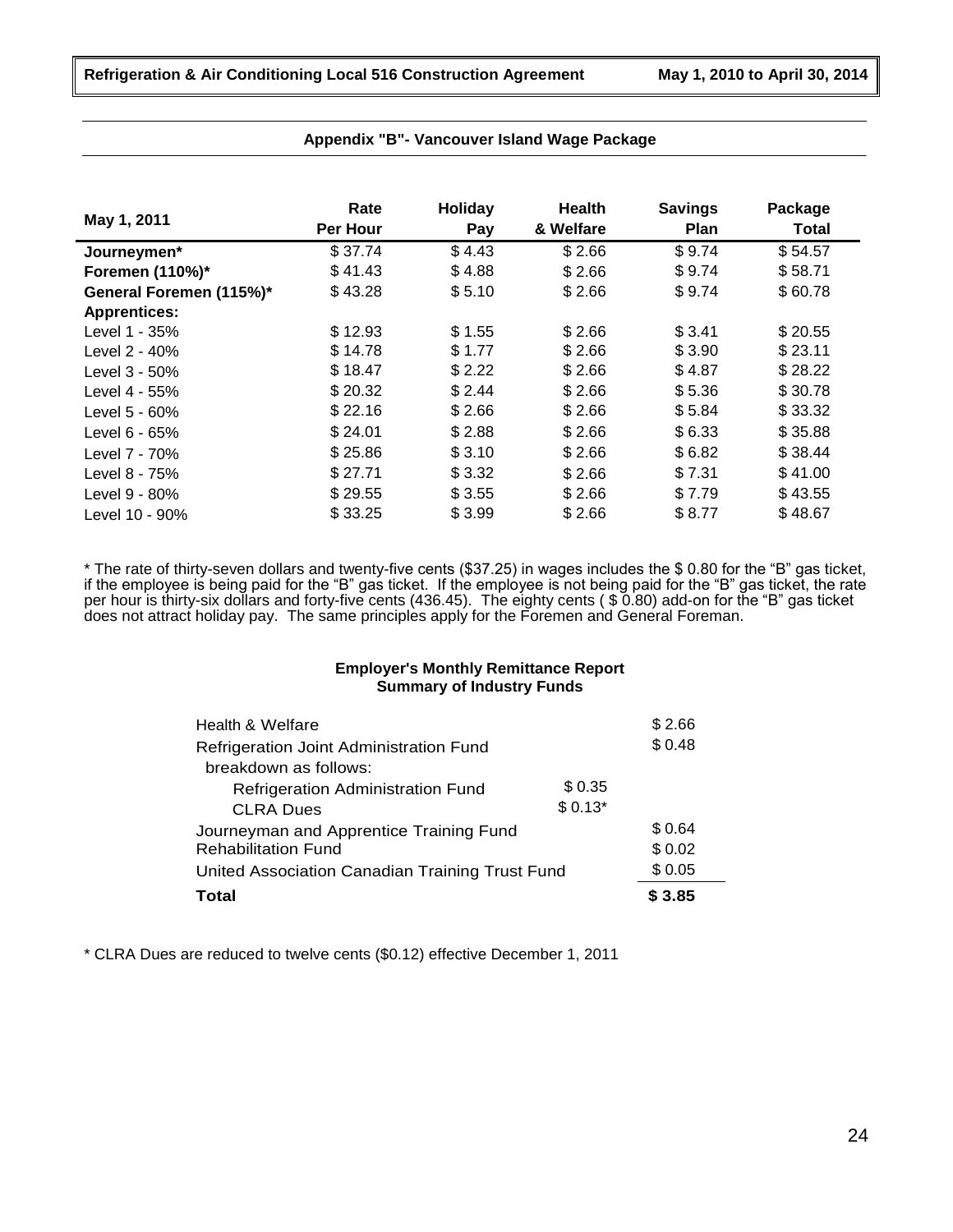## Appendix "B"- Vancouver Island Wage Package

| May 1, 2011 | Rate Per Hour | Holiday Pay | Health & Welfare | Savings Plan | Package Total |
|---|---|---|---|---|---|
| **Journeymen*** | $ 37.74 | $ 4.43 | $ 2.66 | $ 9.74 | $ 54.57 |
| **Foremen (110%)*** | $ 41.43 | $ 4.88 | $ 2.66 | $ 9.74 | $ 58.71 |
| **General Foremen (115%)*** | $ 43.28 | $ 5.10 | $ 2.66 | $ 9.74 | $ 60.78 |
| **Apprentices:** | | | | | |
| Level 1 - 35% | $ 12.93 | $ 1.55 | $ 2.66 | $ 3.41 | $ 20.55 |
| Level 2 - 40% | $ 14.78 | $ 1.77 | $ 2.66 | $ 3.90 | $ 23.11 |
| Level 3 - 50% | $ 18.47 | $ 2.22 | $ 2.66 | $ 4.87 | $ 28.22 |
| Level 4 - 55% | $ 20.32 | $ 2.44 | $ 2.66 | $ 5.36 | $ 30.78 |
| Level 5 - 60% | $ 22.16 | $ 2.66 | $ 2.66 | $ 5.84 | $ 33.32 |
| Level 6 - 65% | $ 24.01 | $ 2.88 | $ 2.66 | $ 6.33 | $ 35.88 |
| Level 7 - 70% | $ 25.86 | $ 3.10 | $ 2.66 | $ 6.82 | $ 38.44 |
| Level 8 - 75% | $ 27.71 | $ 3.32 | $ 2.66 | $ 7.31 | $ 41.00 |
| Level 9 - 80% | $ 29.55 | $ 3.55 | $ 2.66 | $ 7.79 | $ 43.55 |
| Level 10 - 90% | $ 33.25 | $ 3.99 | $ 2.66 | $ 8.77 | $ 48.67 |

* The rate of thirty-seven dollars and twenty-five cents ($37.25) in wages includes the $ 0.80 for the "B" gas ticket, if the employee is being paid for the "B" gas ticket. If the employee is not being paid for the "B" gas ticket, the rate per hour is thirty-six dollars and forty-five cents (436.45). The eighty cents ( $ 0.80) add-on for the "B" gas ticket does not attract holiday pay. The same principles apply for the Foremen and General Foreman.

### Employer's Monthly Remittance Report
### Summary of Industry Funds

| | | |
|---|---|---|
| Health & Welfare | | $ 2.66 |
| Refrigeration Joint Administration Fund breakdown as follows: | | $ 0.48 |
| Refrigeration Administration Fund | $ 0.35 | |
| CLRA Dues | $ 0.13* | |
| Journeyman and Apprentice Training Fund | | $ 0.64 |
| Rehabilitation Fund | | $ 0.02 |
| United Association Canadian Training Trust Fund | | $ 0.05 |
| **Total** | | **$ 3.85** |

* CLRA Dues are reduced to twelve cents ($0.12) effective December 1, 2011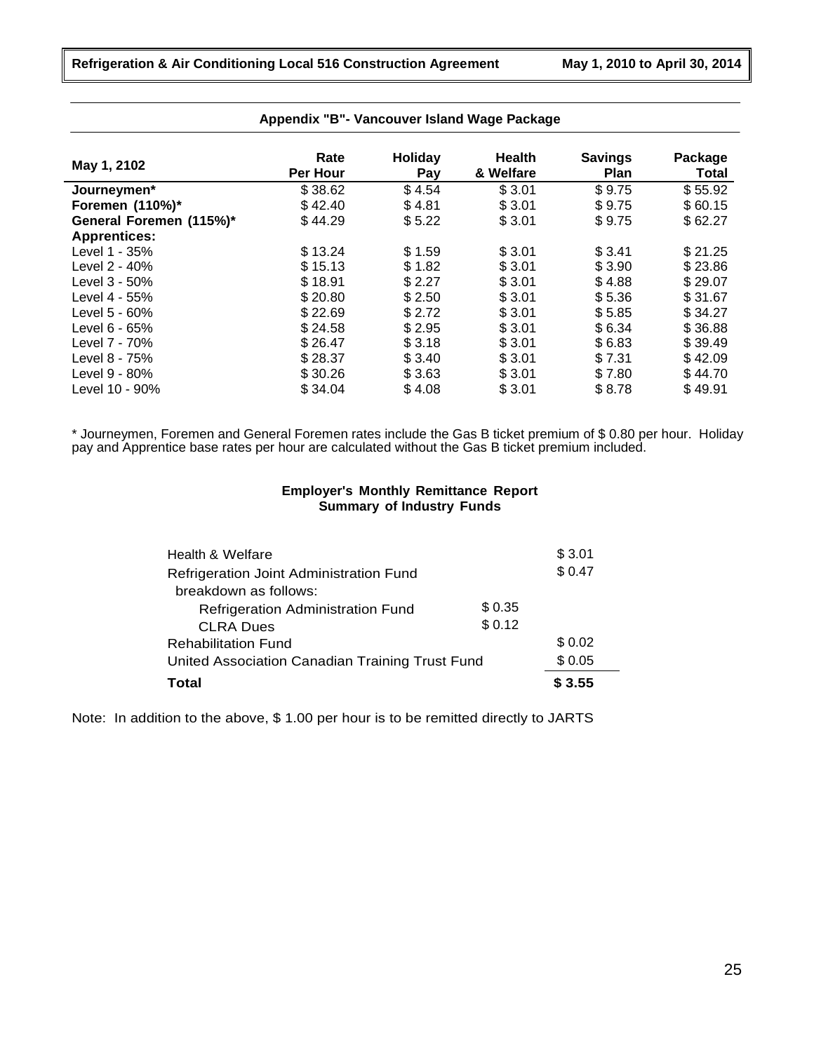## Appendix "B"- Vancouver Island Wage Package

| May 1, 2102 | Rate Per Hour | Holiday Pay | Health & Welfare | Savings Plan | Package Total |
|---|---|---|---|---|---|
| **Journeymen*** | $ 38.62 | $ 4.54 | $ 3.01 | $ 9.75 | $ 55.92 |
| **Foremen (110%)*** | $ 42.40 | $ 4.81 | $ 3.01 | $ 9.75 | $ 60.15 |
| **General Foremen (115%)*** | $ 44.29 | $ 5.22 | $ 3.01 | $ 9.75 | $ 62.27 |
| **Apprentices:** | | | | | |
| Level 1 - 35% | $ 13.24 | $ 1.59 | $ 3.01 | $ 3.41 | $ 21.25 |
| Level 2 - 40% | $ 15.13 | $ 1.82 | $ 3.01 | $ 3.90 | $ 23.86 |
| Level 3 - 50% | $ 18.91 | $ 2.27 | $ 3.01 | $ 4.88 | $ 29.07 |
| Level 4 - 55% | $ 20.80 | $ 2.50 | $ 3.01 | $ 5.36 | $ 31.67 |
| Level 5 - 60% | $ 22.69 | $ 2.72 | $ 3.01 | $ 5.85 | $ 34.27 |
| Level 6 - 65% | $ 24.58 | $ 2.95 | $ 3.01 | $ 6.34 | $ 36.88 |
| Level 7 - 70% | $ 26.47 | $ 3.18 | $ 3.01 | $ 6.83 | $ 39.49 |
| Level 8 - 75% | $ 28.37 | $ 3.40 | $ 3.01 | $ 7.31 | $ 42.09 |
| Level 9 - 80% | $ 30.26 | $ 3.63 | $ 3.01 | $ 7.80 | $ 44.70 |
| Level 10 - 90% | $ 34.04 | $ 4.08 | $ 3.01 | $ 8.78 | $ 49.91 |

* Journeymen, Foremen and General Foremen rates include the Gas B ticket premium of $ 0.80 per hour. Holiday pay and Apprentice base rates per hour are calculated without the Gas B ticket premium included.

### Employer's Monthly Remittance Report
### Summary of Industry Funds

| | | |
|---|---|---|
| Health & Welfare | | $ 3.01 |
| Refrigeration Joint Administration Fund breakdown as follows: | | $ 0.47 |
| Refrigeration Administration Fund | $ 0.35 | |
| CLRA Dues | $ 0.12 | |
| Rehabilitation Fund | | $ 0.02 |
| United Association Canadian Training Trust Fund | | $ 0.05 |
| **Total** | | **$ 3.55** |

Note: In addition to the above, $ 1.00 per hour is to be remitted directly to JARTS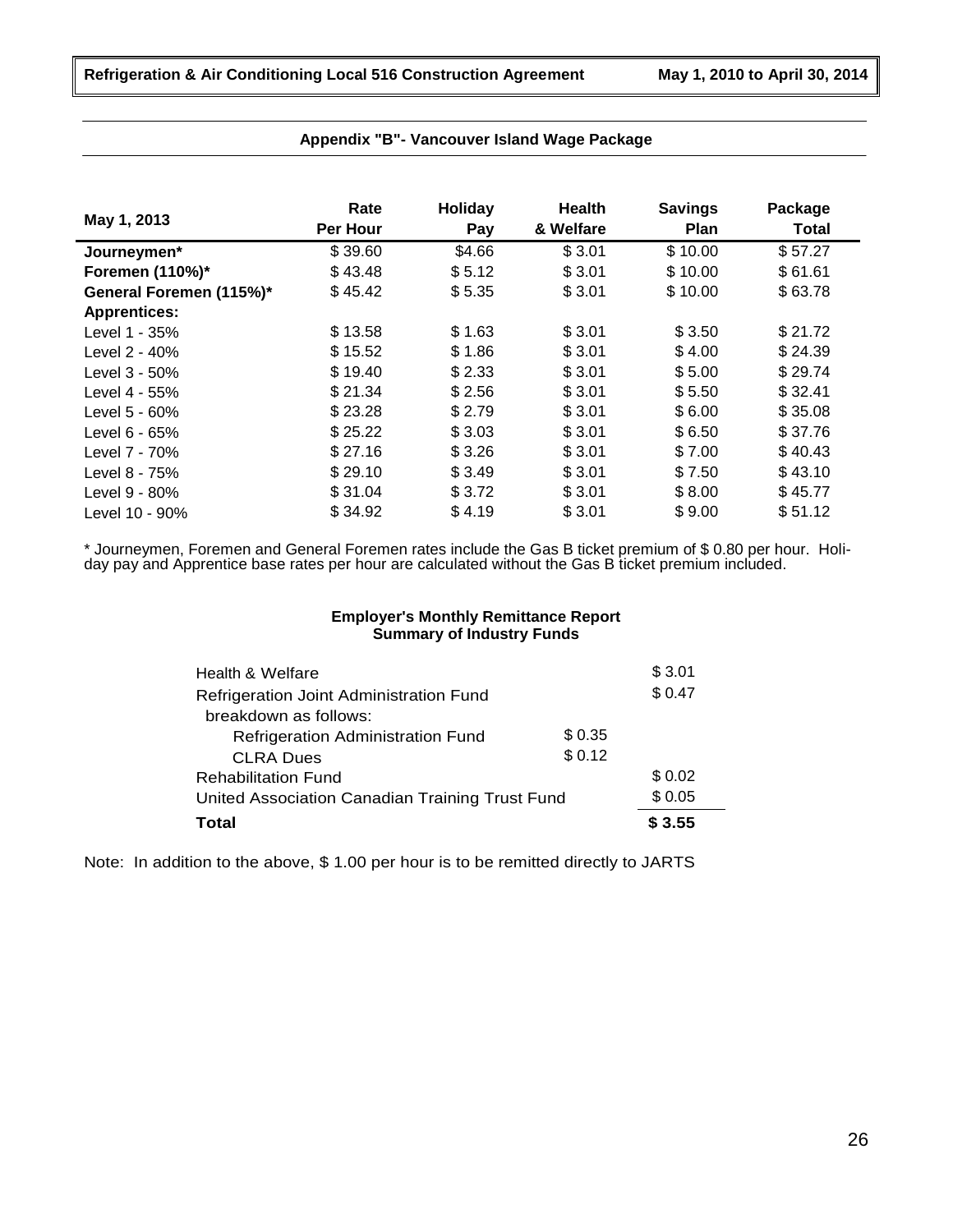## Appendix "B"- Vancouver Island Wage Package

| May 1, 2013 | Rate Per Hour | Holiday Pay | Health & Welfare | Savings Plan | Package Total |
|---|---|---|---|---|---|
| **Journeymen*** | $ 39.60 | $4.66 | $ 3.01 | $ 10.00 | $ 57.27 |
| **Foremen (110%)*** | $ 43.48 | $ 5.12 | $ 3.01 | $ 10.00 | $ 61.61 |
| **General Foremen (115%)*** | $ 45.42 | $ 5.35 | $ 3.01 | $ 10.00 | $ 63.78 |
| **Apprentices:** | | | | | |
| Level 1 - 35% | $ 13.58 | $ 1.63 | $ 3.01 | $ 3.50 | $ 21.72 |
| Level 2 - 40% | $ 15.52 | $ 1.86 | $ 3.01 | $ 4.00 | $ 24.39 |
| Level 3 - 50% | $ 19.40 | $ 2.33 | $ 3.01 | $ 5.00 | $ 29.74 |
| Level 4 - 55% | $ 21.34 | $ 2.56 | $ 3.01 | $ 5.50 | $ 32.41 |
| Level 5 - 60% | $ 23.28 | $ 2.79 | $ 3.01 | $ 6.00 | $ 35.08 |
| Level 6 - 65% | $ 25.22 | $ 3.03 | $ 3.01 | $ 6.50 | $ 37.76 |
| Level 7 - 70% | $ 27.16 | $ 3.26 | $ 3.01 | $ 7.00 | $ 40.43 |
| Level 8 - 75% | $ 29.10 | $ 3.49 | $ 3.01 | $ 7.50 | $ 43.10 |
| Level 9 - 80% | $ 31.04 | $ 3.72 | $ 3.01 | $ 8.00 | $ 45.77 |
| Level 10 - 90% | $ 34.92 | $ 4.19 | $ 3.01 | $ 9.00 | $ 51.12 |

* Journeymen, Foremen and General Foremen rates include the Gas B ticket premium of $ 0.80 per hour. Holiday pay and Apprentice base rates per hour are calculated without the Gas B ticket premium included.

### Employer's Monthly Remittance Report
### Summary of Industry Funds

| | | |
|---|---|---|
| Health & Welfare | | $ 3.01 |
| Refrigeration Joint Administration Fund breakdown as follows: | | $ 0.47 |
| Refrigeration Administration Fund | $ 0.35 | |
| CLRA Dues | $ 0.12 | |
| Rehabilitation Fund | | $ 0.02 |
| United Association Canadian Training Trust Fund | | $ 0.05 |
| **Total** | | **$ 3.55** |

Note: In addition to the above, $ 1.00 per hour is to be remitted directly to JARTS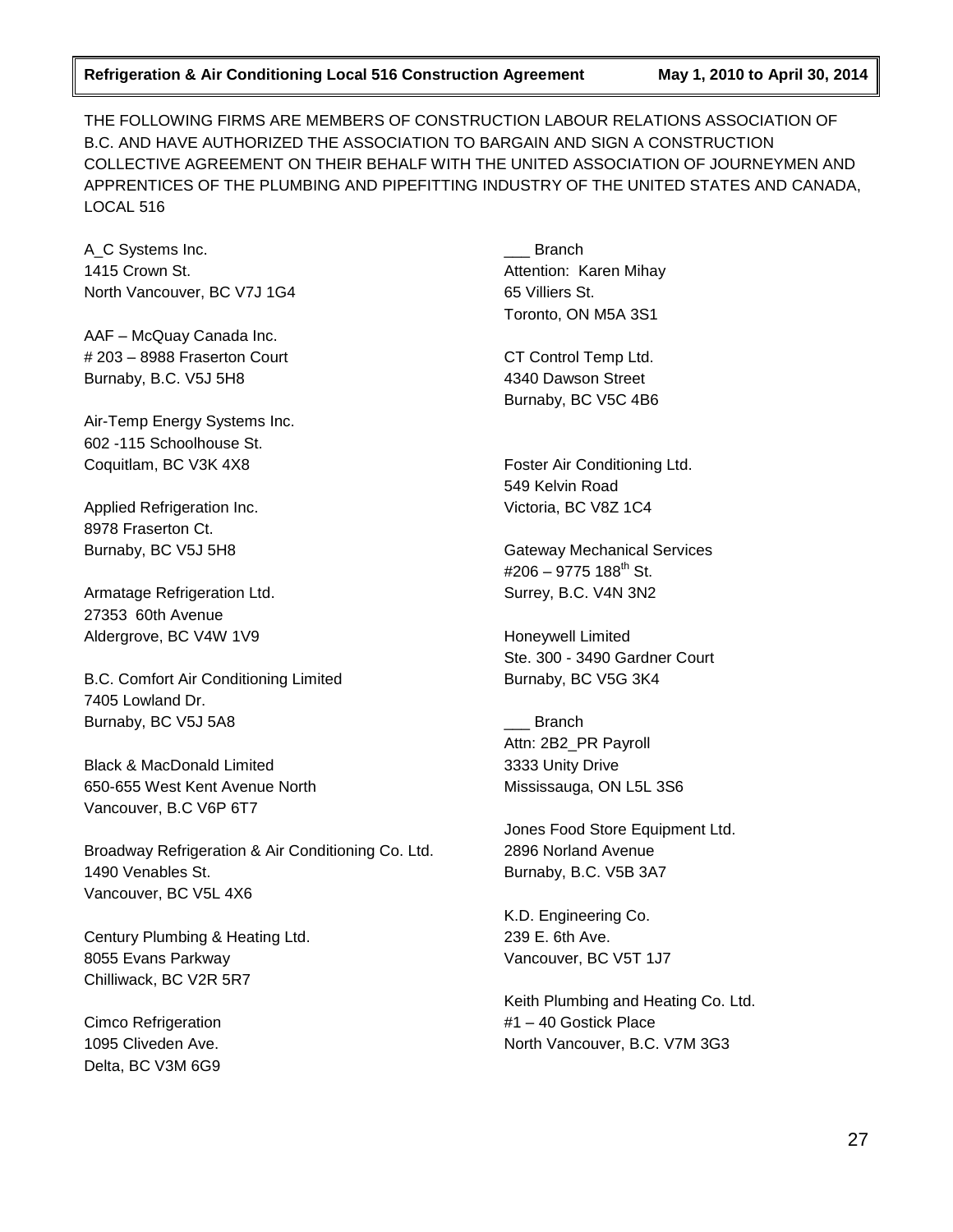THE FOLLOWING FIRMS ARE MEMBERS OF CONSTRUCTION LABOUR RELATIONS ASSOCIATION OF B.C. AND HAVE AUTHORIZED THE ASSOCIATION TO BARGAIN AND SIGN A CONSTRUCTION COLLECTIVE AGREEMENT ON THEIR BEHALF WITH THE UNITED ASSOCIATION OF JOURNEYMEN AND APPRENTICES OF THE PLUMBING AND PIPEFITTING INDUSTRY OF THE UNITED STATES AND CANADA, LOCAL 516

A_C Systems Inc.
1415 Crown St.
North Vancouver, BC V7J 1G4

AAF – McQuay Canada Inc.
# 203 – 8988 Fraserton Court
Burnaby, B.C. V5J 5H8

Air-Temp Energy Systems Inc.
602 -115 Schoolhouse St.
Coquitlam, BC V3K 4X8

Applied Refrigeration Inc.
8978 Fraserton Ct.
Burnaby, BC V5J 5H8

Armatage Refrigeration Ltd.
27353 60th Avenue
Aldergrove, BC V4W 1V9

B.C. Comfort Air Conditioning Limited
7405 Lowland Dr.
Burnaby, BC V5J 5A8

Black & MacDonald Limited
650-655 West Kent Avenue North
Vancouver, B.C V6P 6T7

Broadway Refrigeration & Air Conditioning Co. Ltd.
1490 Venables St.
Vancouver, BC V5L 4X6

Century Plumbing & Heating Ltd.
8055 Evans Parkway
Chilliwack, BC V2R 5R7

Cimco Refrigeration
1095 Cliveden Ave.
Delta, BC V3M 6G9

___ Branch
Attention: Karen Mihay
65 Villiers St.
Toronto, ON M5A 3S1

CT Control Temp Ltd.
4340 Dawson Street
Burnaby, BC V5C 4B6

Foster Air Conditioning Ltd.
549 Kelvin Road
Victoria, BC V8Z 1C4

Gateway Mechanical Services
#206 – 9775 188th St.
Surrey, B.C. V4N 3N2

Honeywell Limited
Ste. 300 - 3490 Gardner Court
Burnaby, BC V5G 3K4

___ Branch
Attn: 2B2_PR Payroll
3333 Unity Drive
Mississauga, ON L5L 3S6

Jones Food Store Equipment Ltd.
2896 Norland Avenue
Burnaby, B.C. V5B 3A7

K.D. Engineering Co.
239 E. 6th Ave.
Vancouver, BC V5T 1J7

Keith Plumbing and Heating Co. Ltd.
#1 – 40 Gostick Place
North Vancouver, B.C. V7M 3G3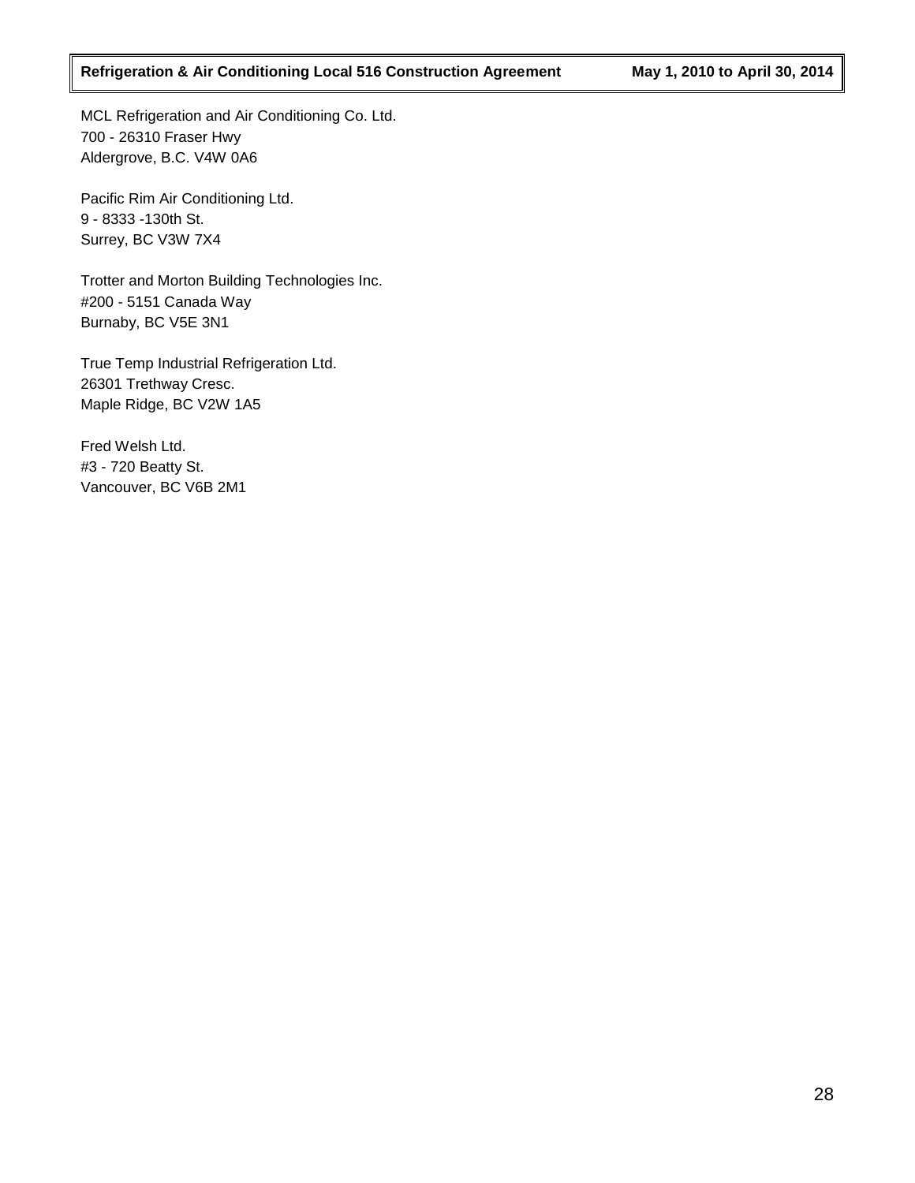MCL Refrigeration and Air Conditioning Co. Ltd.
700 - 26310 Fraser Hwy
Aldergrove, B.C. V4W 0A6

Pacific Rim Air Conditioning Ltd.
9 - 8333 -130th St.
Surrey, BC V3W 7X4

Trotter and Morton Building Technologies Inc.
#200 - 5151 Canada Way
Burnaby, BC V5E 3N1

True Temp Industrial Refrigeration Ltd.
26301 Trethway Cresc.
Maple Ridge, BC V2W 1A5

Fred Welsh Ltd.
#3 - 720 Beatty St.
Vancouver, BC V6B 2M1